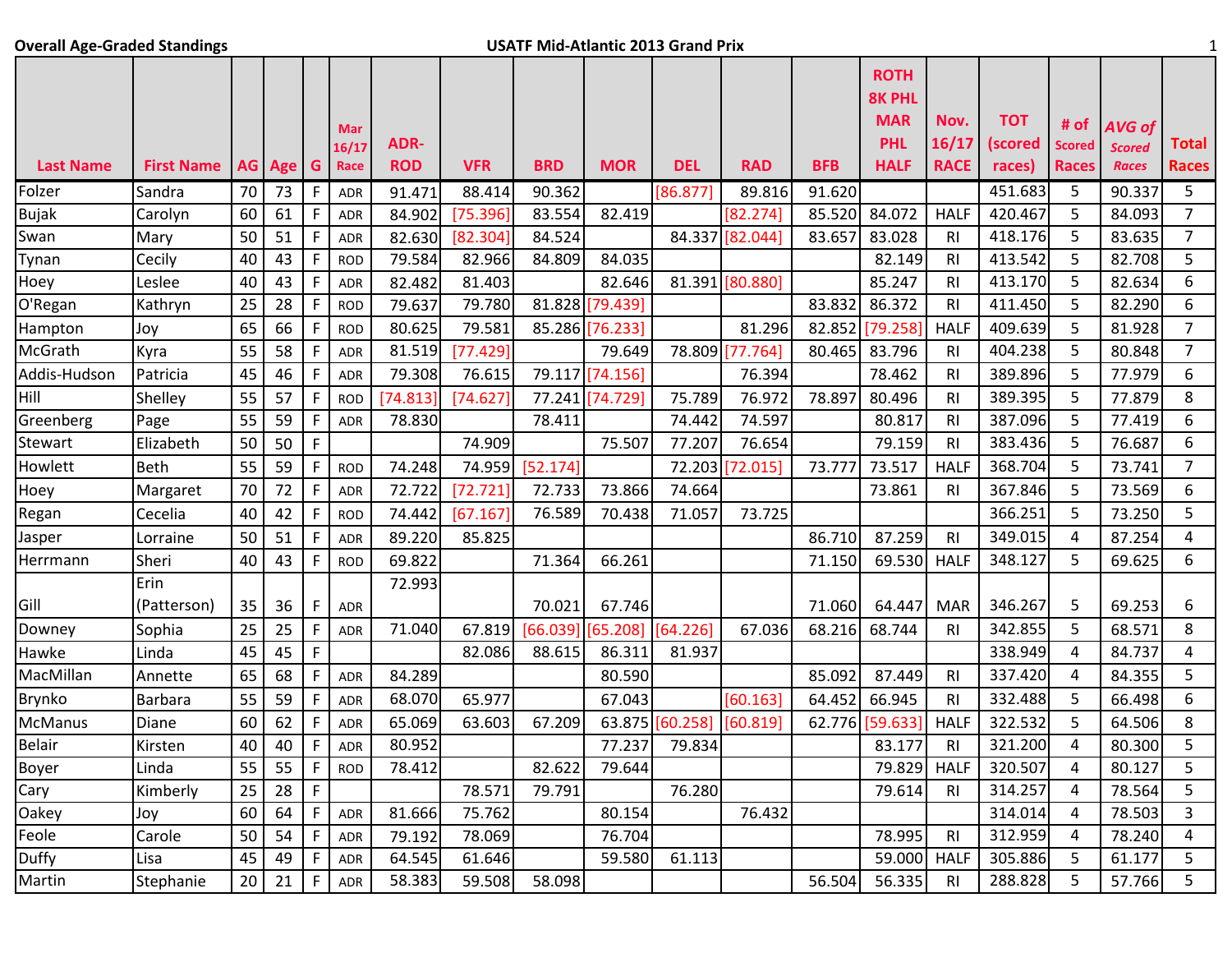**Overall Age-Graded Standings** — **USATF Mid-Atlantic 2013 Grand Prix**

| Last Name | First Name | AG | Age | G | Mar 16/17 Race | ADR-ROD | VFR | BRD | MOR | DEL | RAD | BFB | ROTH 8K PHL MAR PHL HALF | Nov. 16/17 RACE | TOT (scored races) | # of Scored Races | AVG of Scored Races | Total Races |
|---|---|---|---|---|---|---|---|---|---|---|---|---|---|---|---|---|---|---|
| Folzer | Sandra | 70 | 73 | F | ADR | 91.471 | 88.414 | 90.362 | | [86.877] | 89.816 | 91.620 | | | 451.683 | 5 | 90.337 | 5 |
| Bujak | Carolyn | 60 | 61 | F | ADR | 84.902 | [75.396] | 83.554 | 82.419 | | [82.274] | 85.520 | 84.072 | HALF | 420.467 | 5 | 84.093 | 7 |
| Swan | Mary | 50 | 51 | F | ADR | 82.630 | [82.304] | 84.524 | | 84.337 | [82.044] | 83.657 | 83.028 | RI | 418.176 | 5 | 83.635 | 7 |
| Tynan | Cecily | 40 | 43 | F | ROD | 79.584 | 82.966 | 84.809 | 84.035 | | | | 82.149 | RI | 413.542 | 5 | 82.708 | 5 |
| Hoey | Leslee | 40 | 43 | F | ADR | 82.482 | 81.403 | | 82.646 | 81.391 | [80.880] | | 85.247 | RI | 413.170 | 5 | 82.634 | 6 |
| O'Regan | Kathryn | 25 | 28 | F | ROD | 79.637 | 79.780 | 81.828 | [79.439] | | | 83.832 | 86.372 | RI | 411.450 | 5 | 82.290 | 6 |
| Hampton | Joy | 65 | 66 | F | ROD | 80.625 | 79.581 | 85.286 | [76.233] | | 81.296 | 82.852 | [79.258] | HALF | 409.639 | 5 | 81.928 | 7 |
| McGrath | Kyra | 55 | 58 | F | ADR | 81.519 | [77.429] | | 79.649 | 78.809 | [77.764] | 80.465 | 83.796 | RI | 404.238 | 5 | 80.848 | 7 |
| Addis-Hudson | Patricia | 45 | 46 | F | ADR | 79.308 | 76.615 | 79.117 | [74.156] | | 76.394 | | 78.462 | RI | 389.896 | 5 | 77.979 | 6 |
| Hill | Shelley | 55 | 57 | F | ROD | [74.813] | [74.627] | 77.241 | [74.729] | 75.789 | 76.972 | 78.897 | 80.496 | RI | 389.395 | 5 | 77.879 | 8 |
| Greenberg | Page | 55 | 59 | F | ADR | 78.830 | | 78.411 | | 74.442 | 74.597 | | 80.817 | RI | 387.096 | 5 | 77.419 | 6 |
| Stewart | Elizabeth | 50 | 50 | F | | | 74.909 | | 75.507 | 77.207 | 76.654 | | 79.159 | RI | 383.436 | 5 | 76.687 | 6 |
| Howlett | Beth | 55 | 59 | F | ROD | 74.248 | 74.959 | [52.174] | | 72.203 | [72.015] | 73.777 | 73.517 | HALF | 368.704 | 5 | 73.741 | 7 |
| Hoey | Margaret | 70 | 72 | F | ADR | 72.722 | [72.721] | 72.733 | 73.866 | 74.664 | | | 73.861 | RI | 367.846 | 5 | 73.569 | 6 |
| Regan | Cecelia | 40 | 42 | F | ROD | 74.442 | [67.167] | 76.589 | 70.438 | 71.057 | 73.725 | | | | 366.251 | 5 | 73.250 | 5 |
| Jasper | Lorraine | 50 | 51 | F | ADR | 89.220 | 85.825 | | | | | 86.710 | 87.259 | RI | 349.015 | 4 | 87.254 | 4 |
| Herrmann | Sheri | 40 | 43 | F | ROD | 69.822 | | 71.364 | 66.261 | | | 71.150 | 69.530 | HALF | 348.127 | 5 | 69.625 | 6 |
| Gill | Erin (Patterson) | 35 | 36 | F | ADR | 72.993 | | 70.021 | 67.746 | | | 71.060 | 64.447 | MAR | 346.267 | 5 | 69.253 | 6 |
| Downey | Sophia | 25 | 25 | F | ADR | 71.040 | 67.819 | [66.039] | [65.208] | [64.226] | 67.036 | 68.216 | 68.744 | RI | 342.855 | 5 | 68.571 | 8 |
| Hawke | Linda | 45 | 45 | F | | | 82.086 | 88.615 | 86.311 | 81.937 | | | | | 338.949 | 4 | 84.737 | 4 |
| MacMillan | Annette | 65 | 68 | F | ADR | 84.289 | | | 80.590 | | | 85.092 | 87.449 | RI | 337.420 | 4 | 84.355 | 5 |
| Brynko | Barbara | 55 | 59 | F | ADR | 68.070 | 65.977 | | 67.043 | | [60.163] | 64.452 | 66.945 | RI | 332.488 | 5 | 66.498 | 6 |
| McManus | Diane | 60 | 62 | F | ADR | 65.069 | 63.603 | 67.209 | 63.875 | [60.258] | [60.819] | 62.776 | [59.633] | HALF | 322.532 | 5 | 64.506 | 8 |
| Belair | Kirsten | 40 | 40 | F | ADR | 80.952 | | | 77.237 | 79.834 | | | 83.177 | RI | 321.200 | 4 | 80.300 | 5 |
| Boyer | Linda | 55 | 55 | F | ROD | 78.412 | | 82.622 | 79.644 | | | | 79.829 | HALF | 320.507 | 4 | 80.127 | 5 |
| Cary | Kimberly | 25 | 28 | F | | | 78.571 | 79.791 | | 76.280 | | | 79.614 | RI | 314.257 | 4 | 78.564 | 5 |
| Oakey | Joy | 60 | 64 | F | ADR | 81.666 | 75.762 | | 80.154 | | 76.432 | | | | 314.014 | 4 | 78.503 | 3 |
| Feole | Carole | 50 | 54 | F | ADR | 79.192 | 78.069 | | 76.704 | | | | 78.995 | RI | 312.959 | 4 | 78.240 | 4 |
| Duffy | Lisa | 45 | 49 | F | ADR | 64.545 | 61.646 | | 59.580 | 61.113 | | | 59.000 | HALF | 305.886 | 5 | 61.177 | 5 |
| Martin | Stephanie | 20 | 21 | F | ADR | 58.383 | 59.508 | 58.098 | | | | 56.504 | 56.335 | RI | 288.828 | 5 | 57.766 | 5 |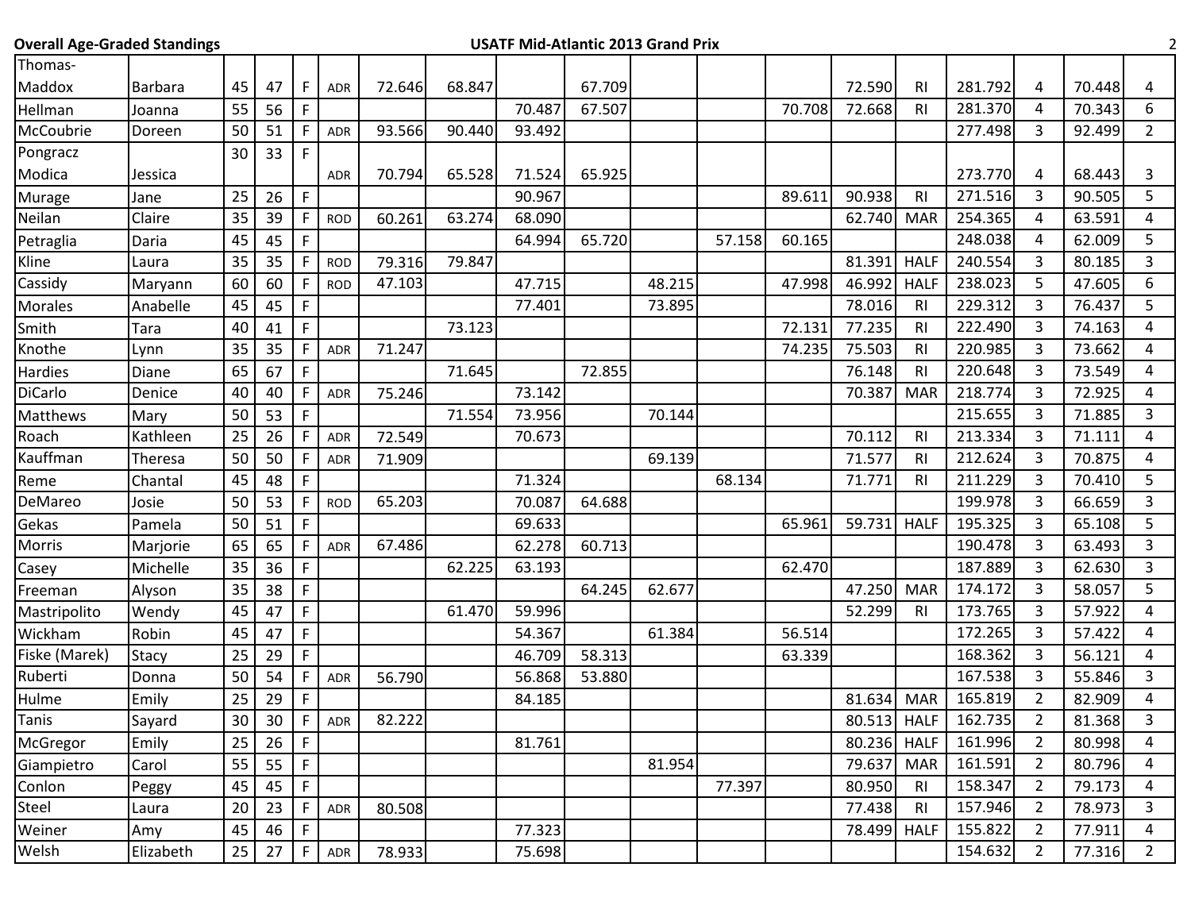| | | | | | | | | | | | | | | | | | | |
|---|---|---|---|---|---|---|---|---|---|---|---|---|---|---|---|---|---|---|
| Thomas-Maddox | Barbara | 45 | 47 | F | ADR | 72.646 | 68.847 | | 67.709 | | | | 72.590 | RI | 281.792 | 4 | 70.448 | 4 |
| Hellman | Joanna | 55 | 56 | F | | | | 70.487 | 67.507 | | | 70.708 | 72.668 | RI | 281.370 | 4 | 70.343 | 6 |
| McCoubrie | Doreen | 50 | 51 | F | ADR | 93.566 | 90.440 | 93.492 | | | | | | | 277.498 | 3 | 92.499 | 2 |
| Pongracz Modica | Jessica | 30 | 33 | F | ADR | 70.794 | 65.528 | 71.524 | 65.925 | | | | | | 273.770 | 4 | 68.443 | 3 |
| Murage | Jane | 25 | 26 | F | | | | 90.967 | | | | 89.611 | 90.938 | RI | 271.516 | 3 | 90.505 | 5 |
| Neilan | Claire | 35 | 39 | F | ROD | 60.261 | 63.274 | 68.090 | | | | | 62.740 | MAR | 254.365 | 4 | 63.591 | 4 |
| Petraglia | Daria | 45 | 45 | F | | | | 64.994 | 65.720 | | 57.158 | 60.165 | | | 248.038 | 4 | 62.009 | 5 |
| Kline | Laura | 35 | 35 | F | ROD | 79.316 | 79.847 | | | | | | 81.391 | HALF | 240.554 | 3 | 80.185 | 3 |
| Cassidy | Maryann | 60 | 60 | F | ROD | 47.103 | | 47.715 | | 48.215 | | 47.998 | 46.992 | HALF | 238.023 | 5 | 47.605 | 6 |
| Morales | Anabelle | 45 | 45 | F | | | | 77.401 | | 73.895 | | | 78.016 | RI | 229.312 | 3 | 76.437 | 5 |
| Smith | Tara | 40 | 41 | F | | | 73.123 | | | | | 72.131 | 77.235 | RI | 222.490 | 3 | 74.163 | 4 |
| Knothe | Lynn | 35 | 35 | F | ADR | 71.247 | | | | | | 74.235 | 75.503 | RI | 220.985 | 3 | 73.662 | 4 |
| Hardies | Diane | 65 | 67 | F | | | 71.645 | | 72.855 | | | | 76.148 | RI | 220.648 | 3 | 73.549 | 4 |
| DiCarlo | Denice | 40 | 40 | F | ADR | 75.246 | | 73.142 | | | | | 70.387 | MAR | 218.774 | 3 | 72.925 | 4 |
| Matthews | Mary | 50 | 53 | F | | | 71.554 | 73.956 | | 70.144 | | | | | 215.655 | 3 | 71.885 | 3 |
| Roach | Kathleen | 25 | 26 | F | ADR | 72.549 | | 70.673 | | | | | 70.112 | RI | 213.334 | 3 | 71.111 | 4 |
| Kauffman | Theresa | 50 | 50 | F | ADR | 71.909 | | | | 69.139 | | | 71.577 | RI | 212.624 | 3 | 70.875 | 4 |
| Reme | Chantal | 45 | 48 | F | | | | 71.324 | | | 68.134 | | 71.771 | RI | 211.229 | 3 | 70.410 | 5 |
| DeMareo | Josie | 50 | 53 | F | ROD | 65.203 | | 70.087 | 64.688 | | | | | | 199.978 | 3 | 66.659 | 3 |
| Gekas | Pamela | 50 | 51 | F | | | | 69.633 | | | | 65.961 | 59.731 | HALF | 195.325 | 3 | 65.108 | 5 |
| Morris | Marjorie | 65 | 65 | F | ADR | 67.486 | | 62.278 | 60.713 | | | | | | 190.478 | 3 | 63.493 | 3 |
| Casey | Michelle | 35 | 36 | F | | | 62.225 | 63.193 | | | | 62.470 | | | 187.889 | 3 | 62.630 | 3 |
| Freeman | Alyson | 35 | 38 | F | | | | | 64.245 | 62.677 | | | 47.250 | MAR | 174.172 | 3 | 58.057 | 5 |
| Mastripolito | Wendy | 45 | 47 | F | | | 61.470 | 59.996 | | | | | 52.299 | RI | 173.765 | 3 | 57.922 | 4 |
| Wickham | Robin | 45 | 47 | F | | | | 54.367 | | 61.384 | | 56.514 | | | 172.265 | 3 | 57.422 | 4 |
| Fiske (Marek) | Stacy | 25 | 29 | F | | | | 46.709 | 58.313 | | | 63.339 | | | 168.362 | 3 | 56.121 | 4 |
| Ruberti | Donna | 50 | 54 | F | ADR | 56.790 | | 56.868 | 53.880 | | | | | | 167.538 | 3 | 55.846 | 3 |
| Hulme | Emily | 25 | 29 | F | | | | 84.185 | | | | | 81.634 | MAR | 165.819 | 2 | 82.909 | 4 |
| Tanis | Sayard | 30 | 30 | F | ADR | 82.222 | | | | | | | 80.513 | HALF | 162.735 | 2 | 81.368 | 3 |
| McGregor | Emily | 25 | 26 | F | | | | 81.761 | | | | | 80.236 | HALF | 161.996 | 2 | 80.998 | 4 |
| Giampietro | Carol | 55 | 55 | F | | | | | | 81.954 | | | 79.637 | MAR | 161.591 | 2 | 80.796 | 4 |
| Conlon | Peggy | 45 | 45 | F | | | | | | | 77.397 | | 80.950 | RI | 158.347 | 2 | 79.173 | 4 |
| Steel | Laura | 20 | 23 | F | ADR | 80.508 | | | | | | | 77.438 | RI | 157.946 | 2 | 78.973 | 3 |
| Weiner | Amy | 45 | 46 | F | | | | 77.323 | | | | | 78.499 | HALF | 155.822 | 2 | 77.911 | 4 |
| Welsh | Elizabeth | 25 | 27 | F | ADR | 78.933 | | 75.698 | | | | | | | 154.632 | 2 | 77.316 | 2 |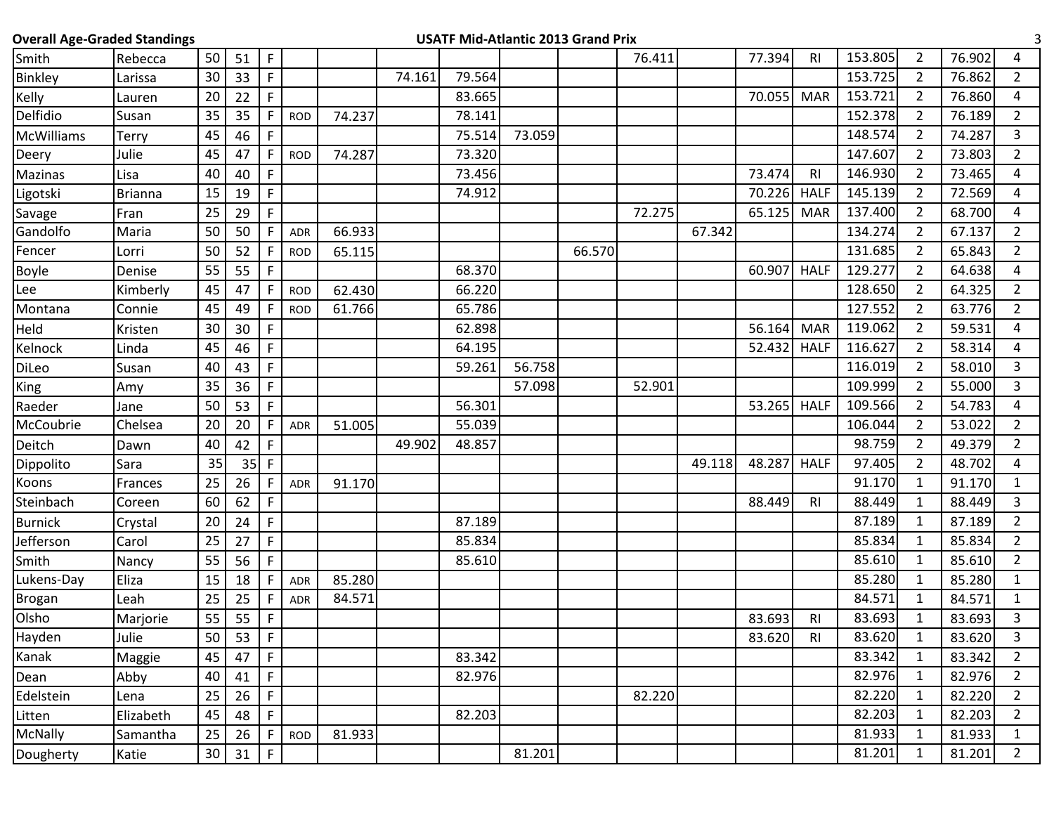**Overall Age-Graded Standings** — **USATF Mid-Atlantic 2013 Grand Prix**

| | | | | | | | | | | | | | | | | | | |
|---|---|---|---|---|---|---|---|---|---|---|---|---|---|---|---|---|---|---|
| Smith | Rebecca | 50 | 51 | F | | | | | | | 76.411 | | 77.394 | RI | 153.805 | 2 | 76.902 | 4 |
| Binkley | Larissa | 30 | 33 | F | | | 74.161 | 79.564 | | | | | | | 153.725 | 2 | 76.862 | 2 |
| Kelly | Lauren | 20 | 22 | F | | | | 83.665 | | | | | 70.055 | MAR | 153.721 | 2 | 76.860 | 4 |
| Delfidio | Susan | 35 | 35 | F | ROD | 74.237 | | 78.141 | | | | | | | 152.378 | 2 | 76.189 | 2 |
| McWilliams | Terry | 45 | 46 | F | | | | 75.514 | 73.059 | | | | | | 148.574 | 2 | 74.287 | 3 |
| Deery | Julie | 45 | 47 | F | ROD | 74.287 | | 73.320 | | | | | | | 147.607 | 2 | 73.803 | 2 |
| Mazinas | Lisa | 40 | 40 | F | | | | 73.456 | | | | | 73.474 | RI | 146.930 | 2 | 73.465 | 4 |
| Ligotski | Brianna | 15 | 19 | F | | | | 74.912 | | | | | 70.226 | HALF | 145.139 | 2 | 72.569 | 4 |
| Savage | Fran | 25 | 29 | F | | | | | | | 72.275 | | 65.125 | MAR | 137.400 | 2 | 68.700 | 4 |
| Gandolfo | Maria | 50 | 50 | F | ADR | 66.933 | | | | | | 67.342 | | | 134.274 | 2 | 67.137 | 2 |
| Fencer | Lorri | 50 | 52 | F | ROD | 65.115 | | | | 66.570 | | | | | 131.685 | 2 | 65.843 | 2 |
| Boyle | Denise | 55 | 55 | F | | | | 68.370 | | | | | 60.907 | HALF | 129.277 | 2 | 64.638 | 4 |
| Lee | Kimberly | 45 | 47 | F | ROD | 62.430 | | 66.220 | | | | | | | 128.650 | 2 | 64.325 | 2 |
| Montana | Connie | 45 | 49 | F | ROD | 61.766 | | 65.786 | | | | | | | 127.552 | 2 | 63.776 | 2 |
| Held | Kristen | 30 | 30 | F | | | | 62.898 | | | | | 56.164 | MAR | 119.062 | 2 | 59.531 | 4 |
| Kelnock | Linda | 45 | 46 | F | | | | 64.195 | | | | | 52.432 | HALF | 116.627 | 2 | 58.314 | 4 |
| DiLeo | Susan | 40 | 43 | F | | | | 59.261 | 56.758 | | | | | | 116.019 | 2 | 58.010 | 3 |
| King | Amy | 35 | 36 | F | | | | | 57.098 | | 52.901 | | | | 109.999 | 2 | 55.000 | 3 |
| Raeder | Jane | 50 | 53 | F | | | | 56.301 | | | | | 53.265 | HALF | 109.566 | 2 | 54.783 | 4 |
| McCoubrie | Chelsea | 20 | 20 | F | ADR | 51.005 | | 55.039 | | | | | | | 106.044 | 2 | 53.022 | 2 |
| Deitch | Dawn | 40 | 42 | F | | | 49.902 | 48.857 | | | | | | | 98.759 | 2 | 49.379 | 2 |
| Dippolito | Sara | 35 | 35 | F | | | | | | | | 49.118 | 48.287 | HALF | 97.405 | 2 | 48.702 | 4 |
| Koons | Frances | 25 | 26 | F | ADR | 91.170 | | | | | | | | | 91.170 | 1 | 91.170 | 1 |
| Steinbach | Coreen | 60 | 62 | F | | | | | | | | | 88.449 | RI | 88.449 | 1 | 88.449 | 3 |
| Burnick | Crystal | 20 | 24 | F | | | | 87.189 | | | | | | | 87.189 | 1 | 87.189 | 2 |
| Jefferson | Carol | 25 | 27 | F | | | | 85.834 | | | | | | | 85.834 | 1 | 85.834 | 2 |
| Smith | Nancy | 55 | 56 | F | | | | 85.610 | | | | | | | 85.610 | 1 | 85.610 | 2 |
| Lukens-Day | Eliza | 15 | 18 | F | ADR | 85.280 | | | | | | | | | 85.280 | 1 | 85.280 | 1 |
| Brogan | Leah | 25 | 25 | F | ADR | 84.571 | | | | | | | | | 84.571 | 1 | 84.571 | 1 |
| Olsho | Marjorie | 55 | 55 | F | | | | | | | | | 83.693 | RI | 83.693 | 1 | 83.693 | 3 |
| Hayden | Julie | 50 | 53 | F | | | | | | | | | 83.620 | RI | 83.620 | 1 | 83.620 | 3 |
| Kanak | Maggie | 45 | 47 | F | | | | 83.342 | | | | | | | 83.342 | 1 | 83.342 | 2 |
| Dean | Abby | 40 | 41 | F | | | | 82.976 | | | | | | | 82.976 | 1 | 82.976 | 2 |
| Edelstein | Lena | 25 | 26 | F | | | | | | | 82.220 | | | | 82.220 | 1 | 82.220 | 2 |
| Litten | Elizabeth | 45 | 48 | F | | | | 82.203 | | | | | | | 82.203 | 1 | 82.203 | 2 |
| McNally | Samantha | 25 | 26 | F | ROD | 81.933 | | | | | | | | | 81.933 | 1 | 81.933 | 1 |
| Dougherty | Katie | 30 | 31 | F | | | | | 81.201 | | | | | | 81.201 | 1 | 81.201 | 2 |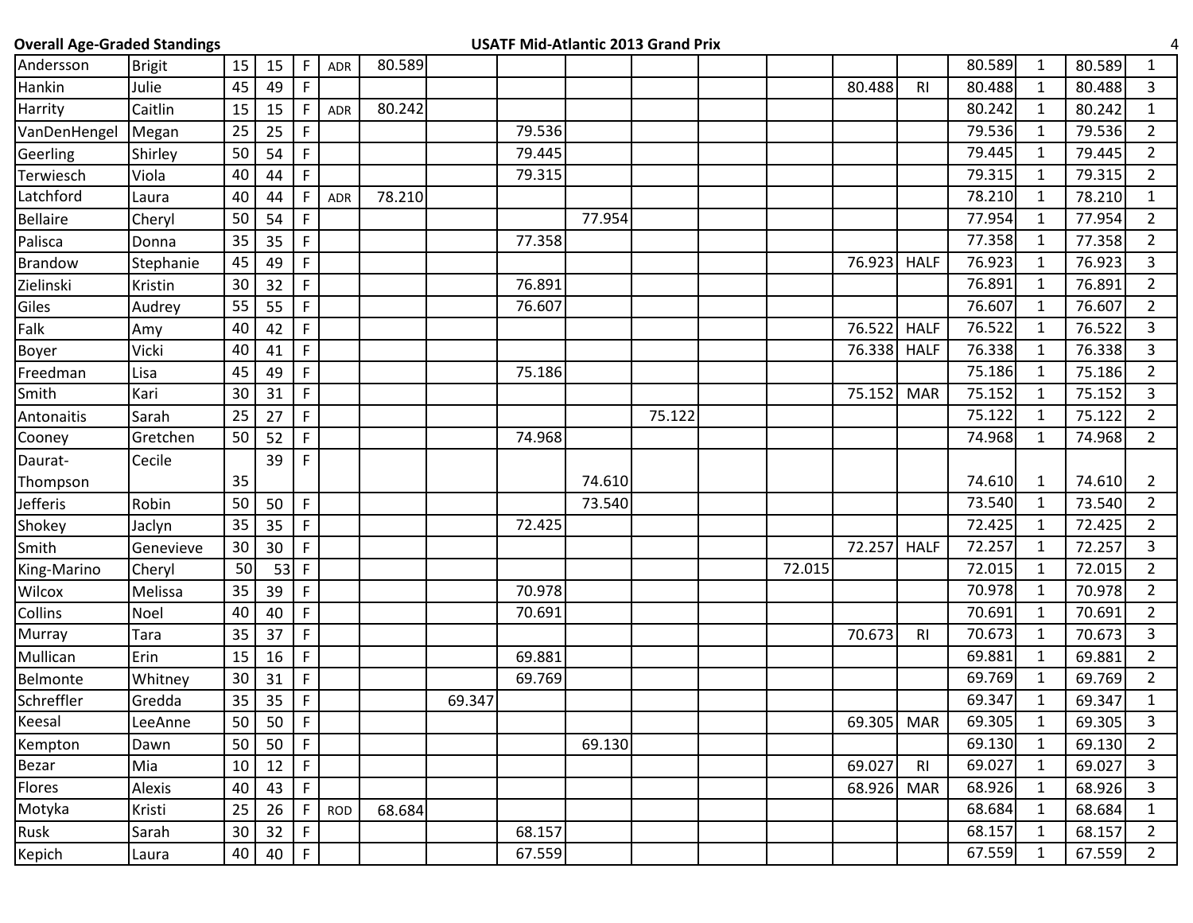**Overall Age-Graded Standings** — **USATF Mid-Atlantic 2013 Grand Prix**

| | | | | | | | | | | | | | | | | | | |
|---|---|---|---|---|---|---|---|---|---|---|---|---|---|---|---|---|---|---|
| Andersson | Brigit | 15 | 15 | F | ADR | 80.589 | | | | | | | | | 80.589 | 1 | 80.589 | 1 |
| Hankin | Julie | 45 | 49 | F | | | | | | | | | 80.488 | RI | 80.488 | 1 | 80.488 | 3 |
| Harrity | Caitlin | 15 | 15 | F | ADR | 80.242 | | | | | | | | | 80.242 | 1 | 80.242 | 1 |
| VanDenHengel | Megan | 25 | 25 | F | | | | 79.536 | | | | | | | 79.536 | 1 | 79.536 | 2 |
| Geerling | Shirley | 50 | 54 | F | | | | 79.445 | | | | | | | 79.445 | 1 | 79.445 | 2 |
| Terwiesch | Viola | 40 | 44 | F | | | | 79.315 | | | | | | | 79.315 | 1 | 79.315 | 2 |
| Latchford | Laura | 40 | 44 | F | ADR | 78.210 | | | | | | | | | 78.210 | 1 | 78.210 | 1 |
| Bellaire | Cheryl | 50 | 54 | F | | | | | 77.954 | | | | | | 77.954 | 1 | 77.954 | 2 |
| Palisca | Donna | 35 | 35 | F | | | | 77.358 | | | | | | | 77.358 | 1 | 77.358 | 2 |
| Brandow | Stephanie | 45 | 49 | F | | | | | | | | | 76.923 | HALF | 76.923 | 1 | 76.923 | 3 |
| Zielinski | Kristin | 30 | 32 | F | | | | 76.891 | | | | | | | 76.891 | 1 | 76.891 | 2 |
| Giles | Audrey | 55 | 55 | F | | | | 76.607 | | | | | | | 76.607 | 1 | 76.607 | 2 |
| Falk | Amy | 40 | 42 | F | | | | | | | | | 76.522 | HALF | 76.522 | 1 | 76.522 | 3 |
| Boyer | Vicki | 40 | 41 | F | | | | | | | | | 76.338 | HALF | 76.338 | 1 | 76.338 | 3 |
| Freedman | Lisa | 45 | 49 | F | | | | 75.186 | | | | | | | 75.186 | 1 | 75.186 | 2 |
| Smith | Kari | 30 | 31 | F | | | | | | | | | 75.152 | MAR | 75.152 | 1 | 75.152 | 3 |
| Antonaitis | Sarah | 25 | 27 | F | | | | | | 75.122 | | | | | 75.122 | 1 | 75.122 | 2 |
| Cooney | Gretchen | 50 | 52 | F | | | | 74.968 | | | | | | | 74.968 | 1 | 74.968 | 2 |
| Daurat-Thompson | Cecile | 35 | 39 | F | | | | | 74.610 | | | | | | 74.610 | 1 | 74.610 | 2 |
| Jefferis | Robin | 50 | 50 | F | | | | | 73.540 | | | | | | 73.540 | 1 | 73.540 | 2 |
| Shokey | Jaclyn | 35 | 35 | F | | | | 72.425 | | | | | | | 72.425 | 1 | 72.425 | 2 |
| Smith | Genevieve | 30 | 30 | F | | | | | | | | | 72.257 | HALF | 72.257 | 1 | 72.257 | 3 |
| King-Marino | Cheryl | 50 | 53 | F | | | | | | | | 72.015 | | | 72.015 | 1 | 72.015 | 2 |
| Wilcox | Melissa | 35 | 39 | F | | | | 70.978 | | | | | | | 70.978 | 1 | 70.978 | 2 |
| Collins | Noel | 40 | 40 | F | | | | 70.691 | | | | | | | 70.691 | 1 | 70.691 | 2 |
| Murray | Tara | 35 | 37 | F | | | | | | | | | 70.673 | RI | 70.673 | 1 | 70.673 | 3 |
| Mullican | Erin | 15 | 16 | F | | | | 69.881 | | | | | | | 69.881 | 1 | 69.881 | 2 |
| Belmonte | Whitney | 30 | 31 | F | | | | 69.769 | | | | | | | 69.769 | 1 | 69.769 | 2 |
| Schreffler | Gredda | 35 | 35 | F | | | 69.347 | | | | | | | | 69.347 | 1 | 69.347 | 1 |
| Keesal | LeeAnne | 50 | 50 | F | | | | | | | | | 69.305 | MAR | 69.305 | 1 | 69.305 | 3 |
| Kempton | Dawn | 50 | 50 | F | | | | | 69.130 | | | | | | 69.130 | 1 | 69.130 | 2 |
| Bezar | Mia | 10 | 12 | F | | | | | | | | | 69.027 | RI | 69.027 | 1 | 69.027 | 3 |
| Flores | Alexis | 40 | 43 | F | | | | | | | | | 68.926 | MAR | 68.926 | 1 | 68.926 | 3 |
| Motyka | Kristi | 25 | 26 | F | ROD | 68.684 | | | | | | | | | 68.684 | 1 | 68.684 | 1 |
| Rusk | Sarah | 30 | 32 | F | | | | 68.157 | | | | | | | 68.157 | 1 | 68.157 | 2 |
| Kepich | Laura | 40 | 40 | F | | | | 67.559 | | | | | | | 67.559 | 1 | 67.559 | 2 |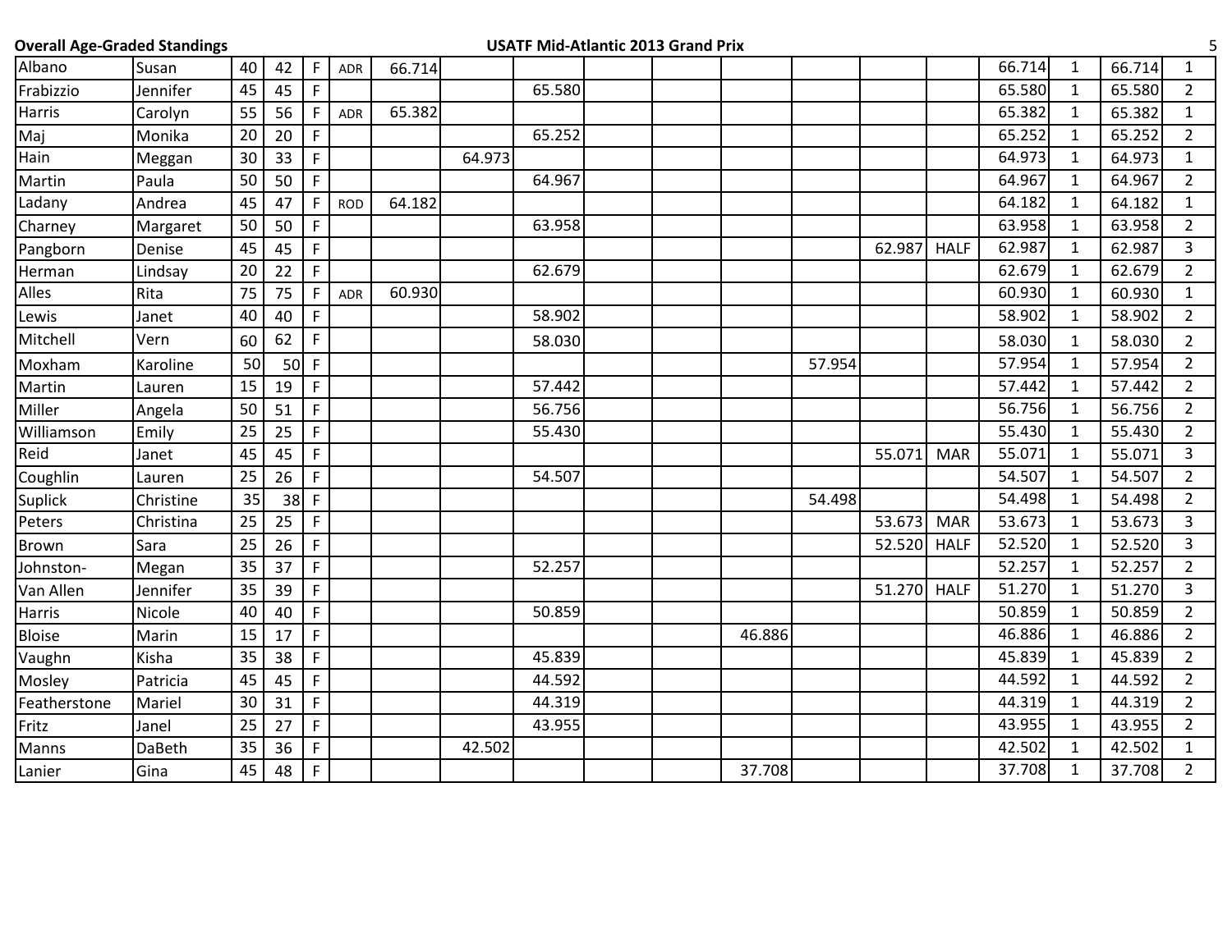**Overall Age-Graded Standings** **USATF Mid-Atlantic 2013 Grand Prix**

| | | | | | | | | | | | | | | | | | | |
|---|---|---|---|---|---|---|---|---|---|---|---|---|---|---|---|---|---|---|
| Albano | Susan | 40 | 42 | F | ADR | 66.714 | | | | | | | | | 66.714 | 1 | 66.714 | 1 |
| Frabizzio | Jennifer | 45 | 45 | F | | | | 65.580 | | | | | | | 65.580 | 1 | 65.580 | 2 |
| Harris | Carolyn | 55 | 56 | F | ADR | 65.382 | | | | | | | | | 65.382 | 1 | 65.382 | 1 |
| Maj | Monika | 20 | 20 | F | | | | 65.252 | | | | | | | 65.252 | 1 | 65.252 | 2 |
| Hain | Meggan | 30 | 33 | F | | | 64.973 | | | | | | | | 64.973 | 1 | 64.973 | 1 |
| Martin | Paula | 50 | 50 | F | | | | 64.967 | | | | | | | 64.967 | 1 | 64.967 | 2 |
| Ladany | Andrea | 45 | 47 | F | ROD | 64.182 | | | | | | | | | 64.182 | 1 | 64.182 | 1 |
| Charney | Margaret | 50 | 50 | F | | | | 63.958 | | | | | | | 63.958 | 1 | 63.958 | 2 |
| Pangborn | Denise | 45 | 45 | F | | | | | | | | | 62.987 | HALF | 62.987 | 1 | 62.987 | 3 |
| Herman | Lindsay | 20 | 22 | F | | | | 62.679 | | | | | | | 62.679 | 1 | 62.679 | 2 |
| Alles | Rita | 75 | 75 | F | ADR | 60.930 | | | | | | | | | 60.930 | 1 | 60.930 | 1 |
| Lewis | Janet | 40 | 40 | F | | | | 58.902 | | | | | | | 58.902 | 1 | 58.902 | 2 |
| Mitchell | Vern | 60 | 62 | F | | | | 58.030 | | | | | | | 58.030 | 1 | 58.030 | 2 |
| Moxham | Karoline | 50 | 50 | F | | | | | | | | 57.954 | | | 57.954 | 1 | 57.954 | 2 |
| Martin | Lauren | 15 | 19 | F | | | | 57.442 | | | | | | | 57.442 | 1 | 57.442 | 2 |
| Miller | Angela | 50 | 51 | F | | | | 56.756 | | | | | | | 56.756 | 1 | 56.756 | 2 |
| Williamson | Emily | 25 | 25 | F | | | | 55.430 | | | | | | | 55.430 | 1 | 55.430 | 2 |
| Reid | Janet | 45 | 45 | F | | | | | | | | | 55.071 | MAR | 55.071 | 1 | 55.071 | 3 |
| Coughlin | Lauren | 25 | 26 | F | | | | 54.507 | | | | | | | 54.507 | 1 | 54.507 | 2 |
| Suplick | Christine | 35 | 38 | F | | | | | | | | 54.498 | | | 54.498 | 1 | 54.498 | 2 |
| Peters | Christina | 25 | 25 | F | | | | | | | | | 53.673 | MAR | 53.673 | 1 | 53.673 | 3 |
| Brown | Sara | 25 | 26 | F | | | | | | | | | 52.520 | HALF | 52.520 | 1 | 52.520 | 3 |
| Johnston- | Megan | 35 | 37 | F | | | | 52.257 | | | | | | | 52.257 | 1 | 52.257 | 2 |
| Van Allen | Jennifer | 35 | 39 | F | | | | | | | | | 51.270 | HALF | 51.270 | 1 | 51.270 | 3 |
| Harris | Nicole | 40 | 40 | F | | | | 50.859 | | | | | | | 50.859 | 1 | 50.859 | 2 |
| Bloise | Marin | 15 | 17 | F | | | | | | | 46.886 | | | | 46.886 | 1 | 46.886 | 2 |
| Vaughn | Kisha | 35 | 38 | F | | | | 45.839 | | | | | | | 45.839 | 1 | 45.839 | 2 |
| Mosley | Patricia | 45 | 45 | F | | | | 44.592 | | | | | | | 44.592 | 1 | 44.592 | 2 |
| Featherstone | Mariel | 30 | 31 | F | | | | 44.319 | | | | | | | 44.319 | 1 | 44.319 | 2 |
| Fritz | Janel | 25 | 27 | F | | | | 43.955 | | | | | | | 43.955 | 1 | 43.955 | 2 |
| Manns | DaBeth | 35 | 36 | F | | | 42.502 | | | | | | | | 42.502 | 1 | 42.502 | 1 |
| Lanier | Gina | 45 | 48 | F | | | | | | | 37.708 | | | | 37.708 | 1 | 37.708 | 2 |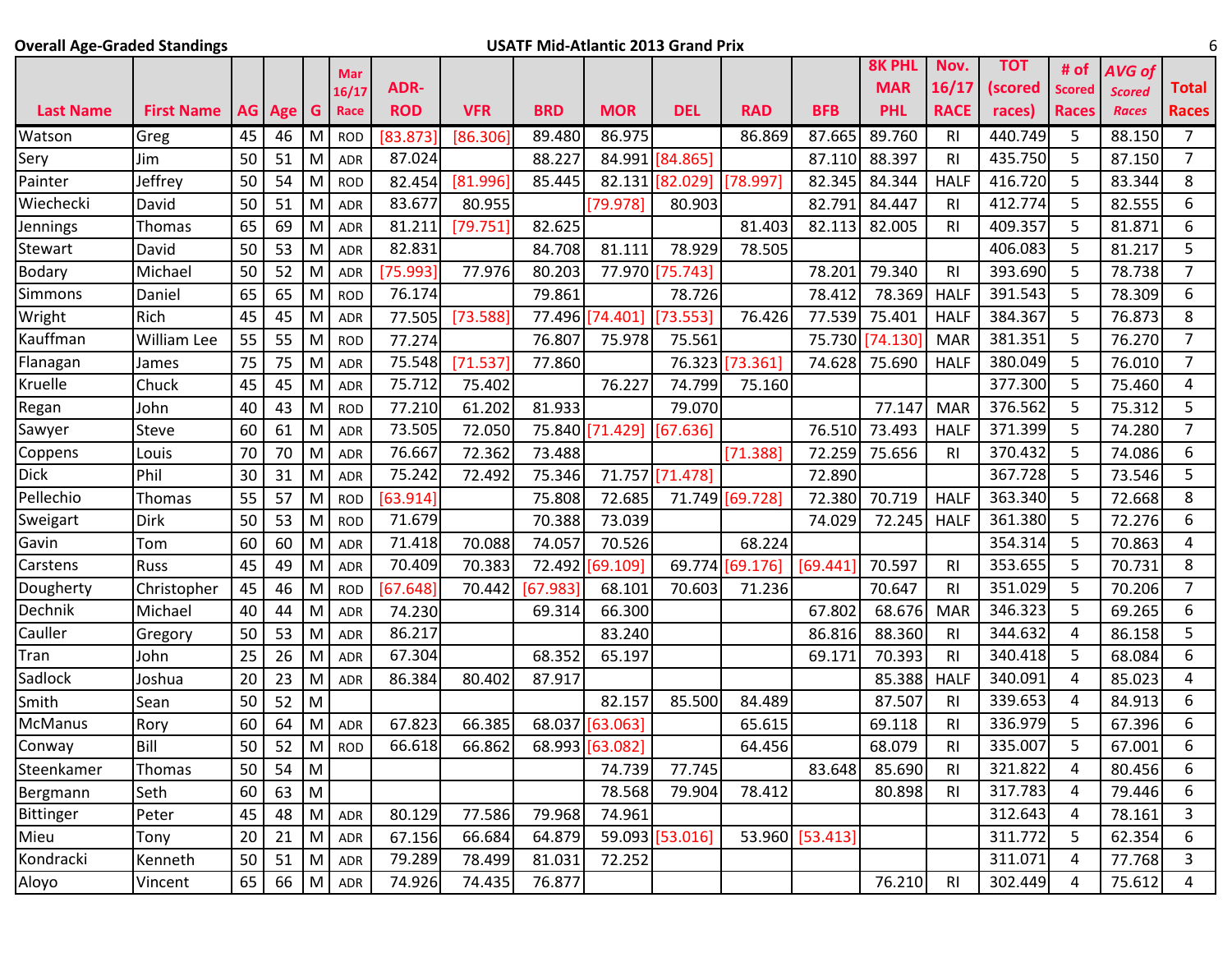**Overall Age-Graded Standings** — **USATF Mid-Atlantic 2013 Grand Prix**

| Last Name | First Name | AG | Age | G | Mar 16/17 Race | ADR-ROD | VFR | BRD | MOR | DEL | RAD | BFB | 8K PHL MAR PHL | Nov. 16/17 RACE | TOT (scored races) | # of Scored Races | AVG of Scored Races | Total Races |
|---|---|---|---|---|---|---|---|---|---|---|---|---|---|---|---|---|---|---|
| Watson | Greg | 45 | 46 | M | ROD | [83.873] | [86.306] | 89.480 | 86.975 | | 86.869 | 87.665 | 89.760 | RI | 440.749 | 5 | 88.150 | 7 |
| Sery | Jim | 50 | 51 | M | ADR | 87.024 | | 88.227 | 84.991 | [84.865] | | 87.110 | 88.397 | RI | 435.750 | 5 | 87.150 | 7 |
| Painter | Jeffrey | 50 | 54 | M | ROD | 82.454 | [81.996] | 85.445 | 82.131 | [82.029] | [78.997] | 82.345 | 84.344 | HALF | 416.720 | 5 | 83.344 | 8 |
| Wiechecki | David | 50 | 51 | M | ADR | 83.677 | 80.955 | | [79.978] | 80.903 | | 82.791 | 84.447 | RI | 412.774 | 5 | 82.555 | 6 |
| Jennings | Thomas | 65 | 69 | M | ADR | 81.211 | [79.751] | 82.625 | | | 81.403 | 82.113 | 82.005 | RI | 409.357 | 5 | 81.871 | 6 |
| Stewart | David | 50 | 53 | M | ADR | 82.831 | | 84.708 | 81.111 | 78.929 | 78.505 | | | | 406.083 | 5 | 81.217 | 5 |
| Bodary | Michael | 50 | 52 | M | ADR | [75.993] | 77.976 | 80.203 | 77.970 | [75.743] | | 78.201 | 79.340 | RI | 393.690 | 5 | 78.738 | 7 |
| Simmons | Daniel | 65 | 65 | M | ROD | 76.174 | | 79.861 | | 78.726 | | 78.412 | 78.369 | HALF | 391.543 | 5 | 78.309 | 6 |
| Wright | Rich | 45 | 45 | M | ADR | 77.505 | [73.588] | 77.496 | [74.401] | [73.553] | 76.426 | 77.539 | 75.401 | HALF | 384.367 | 5 | 76.873 | 8 |
| Kauffman | William Lee | 55 | 55 | M | ROD | 77.274 | | 76.807 | 75.978 | 75.561 | | 75.730 | [74.130] | MAR | 381.351 | 5 | 76.270 | 7 |
| Flanagan | James | 75 | 75 | M | ADR | 75.548 | [71.537] | 77.860 | | 76.323 | [73.361] | 74.628 | 75.690 | HALF | 380.049 | 5 | 76.010 | 7 |
| Kruelle | Chuck | 45 | 45 | M | ADR | 75.712 | 75.402 | | 76.227 | 74.799 | 75.160 | | | | 377.300 | 5 | 75.460 | 4 |
| Regan | John | 40 | 43 | M | ROD | 77.210 | 61.202 | 81.933 | | 79.070 | | | 77.147 | MAR | 376.562 | 5 | 75.312 | 5 |
| Sawyer | Steve | 60 | 61 | M | ADR | 73.505 | 72.050 | 75.840 | [71.429] | [67.636] | | 76.510 | 73.493 | HALF | 371.399 | 5 | 74.280 | 7 |
| Coppens | Louis | 70 | 70 | M | ADR | 76.667 | 72.362 | 73.488 | | | [71.388] | 72.259 | 75.656 | RI | 370.432 | 5 | 74.086 | 6 |
| Dick | Phil | 30 | 31 | M | ADR | 75.242 | 72.492 | 75.346 | 71.757 | [71.478] | | 72.890 | | | 367.728 | 5 | 73.546 | 5 |
| Pellechio | Thomas | 55 | 57 | M | ROD | [63.914] | | 75.808 | 72.685 | 71.749 | [69.728] | 72.380 | 70.719 | HALF | 363.340 | 5 | 72.668 | 8 |
| Sweigart | Dirk | 50 | 53 | M | ROD | 71.679 | | 70.388 | 73.039 | | | 74.029 | 72.245 | HALF | 361.380 | 5 | 72.276 | 6 |
| Gavin | Tom | 60 | 60 | M | ADR | 71.418 | 70.088 | 74.057 | 70.526 | | 68.224 | | | | 354.314 | 5 | 70.863 | 4 |
| Carstens | Russ | 45 | 49 | M | ADR | 70.409 | 70.383 | 72.492 | [69.109] | 69.774 | [69.176] | [69.441] | 70.597 | RI | 353.655 | 5 | 70.731 | 8 |
| Dougherty | Christopher | 45 | 46 | M | ROD | [67.648] | 70.442 | [67.983] | 68.101 | 70.603 | 71.236 | | 70.647 | RI | 351.029 | 5 | 70.206 | 7 |
| Dechnik | Michael | 40 | 44 | M | ADR | 74.230 | | 69.314 | 66.300 | | | 67.802 | 68.676 | MAR | 346.323 | 5 | 69.265 | 6 |
| Cauller | Gregory | 50 | 53 | M | ADR | 86.217 | | | 83.240 | | | 86.816 | 88.360 | RI | 344.632 | 4 | 86.158 | 5 |
| Tran | John | 25 | 26 | M | ADR | 67.304 | | 68.352 | 65.197 | | | 69.171 | 70.393 | RI | 340.418 | 5 | 68.084 | 6 |
| Sadlock | Joshua | 20 | 23 | M | ADR | 86.384 | 80.402 | 87.917 | | | | | 85.388 | HALF | 340.091 | 4 | 85.023 | 4 |
| Smith | Sean | 50 | 52 | M | | | | | 82.157 | 85.500 | 84.489 | | 87.507 | RI | 339.653 | 4 | 84.913 | 6 |
| McManus | Rory | 60 | 64 | M | ADR | 67.823 | 66.385 | 68.037 | [63.063] | | 65.615 | | 69.118 | RI | 336.979 | 5 | 67.396 | 6 |
| Conway | Bill | 50 | 52 | M | ROD | 66.618 | 66.862 | 68.993 | [63.082] | | 64.456 | | 68.079 | RI | 335.007 | 5 | 67.001 | 6 |
| Steenkamer | Thomas | 50 | 54 | M | | | | | 74.739 | 77.745 | | 83.648 | 85.690 | RI | 321.822 | 4 | 80.456 | 6 |
| Bergmann | Seth | 60 | 63 | M | | | | | 78.568 | 79.904 | 78.412 | | 80.898 | RI | 317.783 | 4 | 79.446 | 6 |
| Bittinger | Peter | 45 | 48 | M | ADR | 80.129 | 77.586 | 79.968 | 74.961 | | | | | | 312.643 | 4 | 78.161 | 3 |
| Mieu | Tony | 20 | 21 | M | ADR | 67.156 | 66.684 | 64.879 | 59.093 | [53.016] | 53.960 | [53.413] | | | 311.772 | 5 | 62.354 | 6 |
| Kondracki | Kenneth | 50 | 51 | M | ADR | 79.289 | 78.499 | 81.031 | 72.252 | | | | | | 311.071 | 4 | 77.768 | 3 |
| Aloyo | Vincent | 65 | 66 | M | ADR | 74.926 | 74.435 | 76.877 | | | | | 76.210 | RI | 302.449 | 4 | 75.612 | 4 |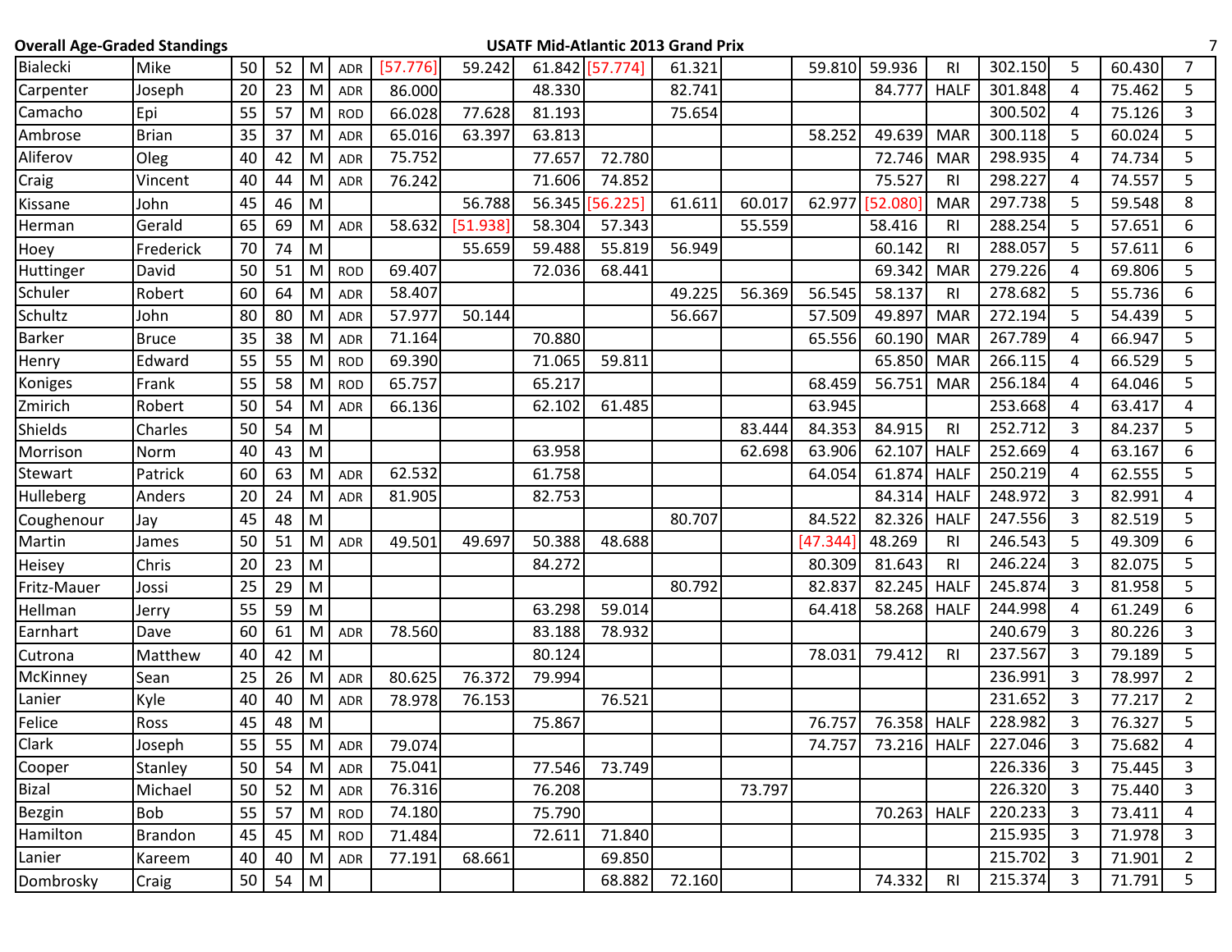**Overall Age-Graded Standings** **USATF Mid-Atlantic 2013 Grand Prix**

| | | | | | | | | | | | | | | | | | | | | | |
|---|---|---|---|---|---|---|---|---|---|---|---|---|---|---|---|---|---|---|---|---|---|
| Bialecki | Mike | 50 | 52 | M | ADR | [57.776] | 59.242 | 61.842 | [57.774] | 61.321 | | 59.810 | 59.936 | RI | 302.150 | 5 | 60.430 | 7 |
| Carpenter | Joseph | 20 | 23 | M | ADR | 86.000 | | 48.330 | | 82.741 | | | 84.777 | HALF | 301.848 | 4 | 75.462 | 5 |
| Camacho | Epi | 55 | 57 | M | ROD | 66.028 | 77.628 | 81.193 | | 75.654 | | | | | 300.502 | 4 | 75.126 | 3 |
| Ambrose | Brian | 35 | 37 | M | ADR | 65.016 | 63.397 | 63.813 | | | | 58.252 | 49.639 | MAR | 300.118 | 5 | 60.024 | 5 |
| Aliferov | Oleg | 40 | 42 | M | ADR | 75.752 | | 77.657 | 72.780 | | | | 72.746 | MAR | 298.935 | 4 | 74.734 | 5 |
| Craig | Vincent | 40 | 44 | M | ADR | 76.242 | | 71.606 | 74.852 | | | | 75.527 | RI | 298.227 | 4 | 74.557 | 5 |
| Kissane | John | 45 | 46 | M | | | 56.788 | 56.345 | [56.225] | 61.611 | 60.017 | 62.977 | [52.080] | MAR | 297.738 | 5 | 59.548 | 8 |
| Herman | Gerald | 65 | 69 | M | ADR | 58.632 | [51.938] | 58.304 | 57.343 | | 55.559 | | 58.416 | RI | 288.254 | 5 | 57.651 | 6 |
| Hoey | Frederick | 70 | 74 | M | | | 55.659 | 59.488 | 55.819 | 56.949 | | | 60.142 | RI | 288.057 | 5 | 57.611 | 6 |
| Huttinger | David | 50 | 51 | M | ROD | 69.407 | | 72.036 | 68.441 | | | | 69.342 | MAR | 279.226 | 4 | 69.806 | 5 |
| Schuler | Robert | 60 | 64 | M | ADR | 58.407 | | | | 49.225 | 56.369 | 56.545 | 58.137 | RI | 278.682 | 5 | 55.736 | 6 |
| Schultz | John | 80 | 80 | M | ADR | 57.977 | 50.144 | | | 56.667 | | 57.509 | 49.897 | MAR | 272.194 | 5 | 54.439 | 5 |
| Barker | Bruce | 35 | 38 | M | ADR | 71.164 | | 70.880 | | | | 65.556 | 60.190 | MAR | 267.789 | 4 | 66.947 | 5 |
| Henry | Edward | 55 | 55 | M | ROD | 69.390 | | 71.065 | 59.811 | | | | 65.850 | MAR | 266.115 | 4 | 66.529 | 5 |
| Koniges | Frank | 55 | 58 | M | ROD | 65.757 | | 65.217 | | | | 68.459 | 56.751 | MAR | 256.184 | 4 | 64.046 | 5 |
| Zmirich | Robert | 50 | 54 | M | ADR | 66.136 | | 62.102 | 61.485 | | | 63.945 | | | 253.668 | 4 | 63.417 | 4 |
| Shields | Charles | 50 | 54 | M | | | | | | | 83.444 | 84.353 | 84.915 | RI | 252.712 | 3 | 84.237 | 5 |
| Morrison | Norm | 40 | 43 | M | | | | 63.958 | | | 62.698 | 63.906 | 62.107 | HALF | 252.669 | 4 | 63.167 | 6 |
| Stewart | Patrick | 60 | 63 | M | ADR | 62.532 | | 61.758 | | | | 64.054 | 61.874 | HALF | 250.219 | 4 | 62.555 | 5 |
| Hulleberg | Anders | 20 | 24 | M | ADR | 81.905 | | 82.753 | | | | | 84.314 | HALF | 248.972 | 3 | 82.991 | 4 |
| Coughenour | Jay | 45 | 48 | M | | | | | | 80.707 | | 84.522 | 82.326 | HALF | 247.556 | 3 | 82.519 | 5 |
| Martin | James | 50 | 51 | M | ADR | 49.501 | 49.697 | 50.388 | 48.688 | | | [47.344] | 48.269 | RI | 246.543 | 5 | 49.309 | 6 |
| Heisey | Chris | 20 | 23 | M | | | | 84.272 | | | | 80.309 | 81.643 | RI | 246.224 | 3 | 82.075 | 5 |
| Fritz-Mauer | Jossi | 25 | 29 | M | | | | | | 80.792 | | 82.837 | 82.245 | HALF | 245.874 | 3 | 81.958 | 5 |
| Hellman | Jerry | 55 | 59 | M | | | | 63.298 | 59.014 | | | 64.418 | 58.268 | HALF | 244.998 | 4 | 61.249 | 6 |
| Earnhart | Dave | 60 | 61 | M | ADR | 78.560 | | 83.188 | 78.932 | | | | | | 240.679 | 3 | 80.226 | 3 |
| Cutrona | Matthew | 40 | 42 | M | | | | 80.124 | | | | 78.031 | 79.412 | RI | 237.567 | 3 | 79.189 | 5 |
| McKinney | Sean | 25 | 26 | M | ADR | 80.625 | 76.372 | 79.994 | | | | | | | 236.991 | 3 | 78.997 | 2 |
| Lanier | Kyle | 40 | 40 | M | ADR | 78.978 | 76.153 | | 76.521 | | | | | | 231.652 | 3 | 77.217 | 2 |
| Felice | Ross | 45 | 48 | M | | | | 75.867 | | | | 76.757 | 76.358 | HALF | 228.982 | 3 | 76.327 | 5 |
| Clark | Joseph | 55 | 55 | M | ADR | 79.074 | | | | | | 74.757 | 73.216 | HALF | 227.046 | 3 | 75.682 | 4 |
| Cooper | Stanley | 50 | 54 | M | ADR | 75.041 | | 77.546 | 73.749 | | | | | | 226.336 | 3 | 75.445 | 3 |
| Bizal | Michael | 50 | 52 | M | ADR | 76.316 | | 76.208 | | | 73.797 | | | | 226.320 | 3 | 75.440 | 3 |
| Bezgin | Bob | 55 | 57 | M | ROD | 74.180 | | 75.790 | | | | | 70.263 | HALF | 220.233 | 3 | 73.411 | 4 |
| Hamilton | Brandon | 45 | 45 | M | ROD | 71.484 | | 72.611 | 71.840 | | | | | | 215.935 | 3 | 71.978 | 3 |
| Lanier | Kareem | 40 | 40 | M | ADR | 77.191 | 68.661 | | 69.850 | | | | | | 215.702 | 3 | 71.901 | 2 |
| Dombrosky | Craig | 50 | 54 | M | | | | | 68.882 | 72.160 | | | 74.332 | RI | 215.374 | 3 | 71.791 | 5 |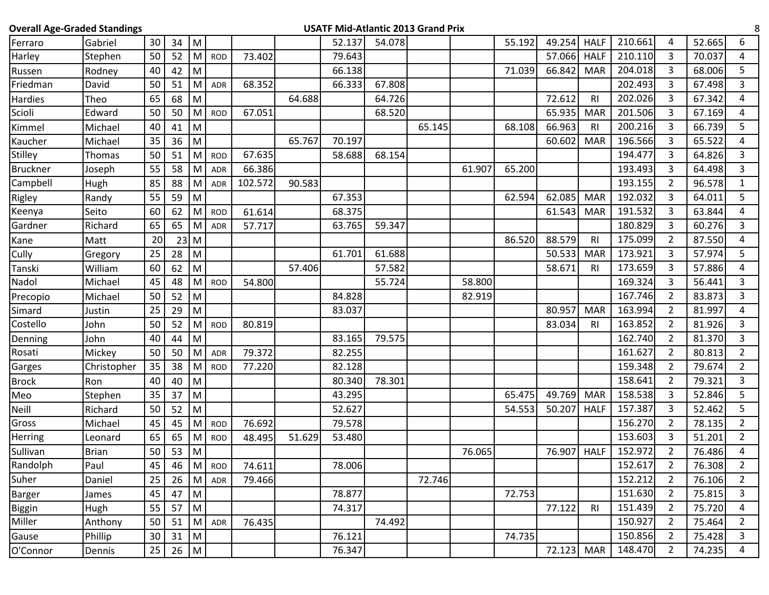**Overall Age-Graded Standings** **USATF Mid-Atlantic 2013 Grand Prix**

| | | | | | | | | | | | | | | | | | | |
|---|---|---|---|---|---|---|---|---|---|---|---|---|---|---|---|---|---|---|
| Ferraro | Gabriel | 30 | 34 | M | | | | 52.137 | 54.078 | | | 55.192 | 49.254 | HALF | 210.661 | 4 | 52.665 | 6 |
| Harley | Stephen | 50 | 52 | M | ROD | 73.402 | | 79.643 | | | | | 57.066 | HALF | 210.110 | 3 | 70.037 | 4 |
| Russen | Rodney | 40 | 42 | M | | | | 66.138 | | | | 71.039 | 66.842 | MAR | 204.018 | 3 | 68.006 | 5 |
| Friedman | David | 50 | 51 | M | ADR | 68.352 | | 66.333 | 67.808 | | | | | | 202.493 | 3 | 67.498 | 3 |
| Hardies | Theo | 65 | 68 | M | | | 64.688 | | 64.726 | | | | 72.612 | RI | 202.026 | 3 | 67.342 | 4 |
| Scioli | Edward | 50 | 50 | M | ROD | 67.051 | | | 68.520 | | | | 65.935 | MAR | 201.506 | 3 | 67.169 | 4 |
| Kimmel | Michael | 40 | 41 | M | | | | | | 65.145 | | 68.108 | 66.963 | RI | 200.216 | 3 | 66.739 | 5 |
| Kaucher | Michael | 35 | 36 | M | | | 65.767 | 70.197 | | | | | 60.602 | MAR | 196.566 | 3 | 65.522 | 4 |
| Stilley | Thomas | 50 | 51 | M | ROD | 67.635 | | 58.688 | 68.154 | | | | | | 194.477 | 3 | 64.826 | 3 |
| Bruckner | Joseph | 55 | 58 | M | ADR | 66.386 | | | | | 61.907 | 65.200 | | | 193.493 | 3 | 64.498 | 3 |
| Campbell | Hugh | 85 | 88 | M | ADR | 102.572 | 90.583 | | | | | | | | 193.155 | 2 | 96.578 | 1 |
| Rigley | Randy | 55 | 59 | M | | | | 67.353 | | | | 62.594 | 62.085 | MAR | 192.032 | 3 | 64.011 | 5 |
| Keenya | Seito | 60 | 62 | M | ROD | 61.614 | | 68.375 | | | | | 61.543 | MAR | 191.532 | 3 | 63.844 | 4 |
| Gardner | Richard | 65 | 65 | M | ADR | 57.717 | | 63.765 | 59.347 | | | | | | 180.829 | 3 | 60.276 | 3 |
| Kane | Matt | 20 | 23 | M | | | | | | | | 86.520 | 88.579 | RI | 175.099 | 2 | 87.550 | 4 |
| Cully | Gregory | 25 | 28 | M | | | | 61.701 | 61.688 | | | | 50.533 | MAR | 173.921 | 3 | 57.974 | 5 |
| Tanski | William | 60 | 62 | M | | | 57.406 | | 57.582 | | | | 58.671 | RI | 173.659 | 3 | 57.886 | 4 |
| Nadol | Michael | 45 | 48 | M | ROD | 54.800 | | | 55.724 | | 58.800 | | | | 169.324 | 3 | 56.441 | 3 |
| Precopio | Michael | 50 | 52 | M | | | | 84.828 | | | 82.919 | | | | 167.746 | 2 | 83.873 | 3 |
| Simard | Justin | 25 | 29 | M | | | | 83.037 | | | | | 80.957 | MAR | 163.994 | 2 | 81.997 | 4 |
| Costello | John | 50 | 52 | M | ROD | 80.819 | | | | | | | 83.034 | RI | 163.852 | 2 | 81.926 | 3 |
| Denning | John | 40 | 44 | M | | | | 83.165 | 79.575 | | | | | | 162.740 | 2 | 81.370 | 3 |
| Rosati | Mickey | 50 | 50 | M | ADR | 79.372 | | 82.255 | | | | | | | 161.627 | 2 | 80.813 | 2 |
| Garges | Christopher | 35 | 38 | M | ROD | 77.220 | | 82.128 | | | | | | | 159.348 | 2 | 79.674 | 2 |
| Brock | Ron | 40 | 40 | M | | | | 80.340 | 78.301 | | | | | | 158.641 | 2 | 79.321 | 3 |
| Meo | Stephen | 35 | 37 | M | | | | 43.295 | | | | 65.475 | 49.769 | MAR | 158.538 | 3 | 52.846 | 5 |
| Neill | Richard | 50 | 52 | M | | | | 52.627 | | | | 54.553 | 50.207 | HALF | 157.387 | 3 | 52.462 | 5 |
| Gross | Michael | 45 | 45 | M | ROD | 76.692 | | 79.578 | | | | | | | 156.270 | 2 | 78.135 | 2 |
| Herring | Leonard | 65 | 65 | M | ROD | 48.495 | 51.629 | 53.480 | | | | | | | 153.603 | 3 | 51.201 | 2 |
| Sullivan | Brian | 50 | 53 | M | | | | | | | 76.065 | | 76.907 | HALF | 152.972 | 2 | 76.486 | 4 |
| Randolph | Paul | 45 | 46 | M | ROD | 74.611 | | 78.006 | | | | | | | 152.617 | 2 | 76.308 | 2 |
| Suher | Daniel | 25 | 26 | M | ADR | 79.466 | | | | 72.746 | | | | | 152.212 | 2 | 76.106 | 2 |
| Barger | James | 45 | 47 | M | | | | 78.877 | | | | 72.753 | | | 151.630 | 2 | 75.815 | 3 |
| Biggin | Hugh | 55 | 57 | M | | | | 74.317 | | | | | 77.122 | RI | 151.439 | 2 | 75.720 | 4 |
| Miller | Anthony | 50 | 51 | M | ADR | 76.435 | | | 74.492 | | | | | | 150.927 | 2 | 75.464 | 2 |
| Gause | Phillip | 30 | 31 | M | | | | 76.121 | | | | 74.735 | | | 150.856 | 2 | 75.428 | 3 |
| O'Connor | Dennis | 25 | 26 | M | | | | 76.347 | | | | | 72.123 | MAR | 148.470 | 2 | 74.235 | 4 |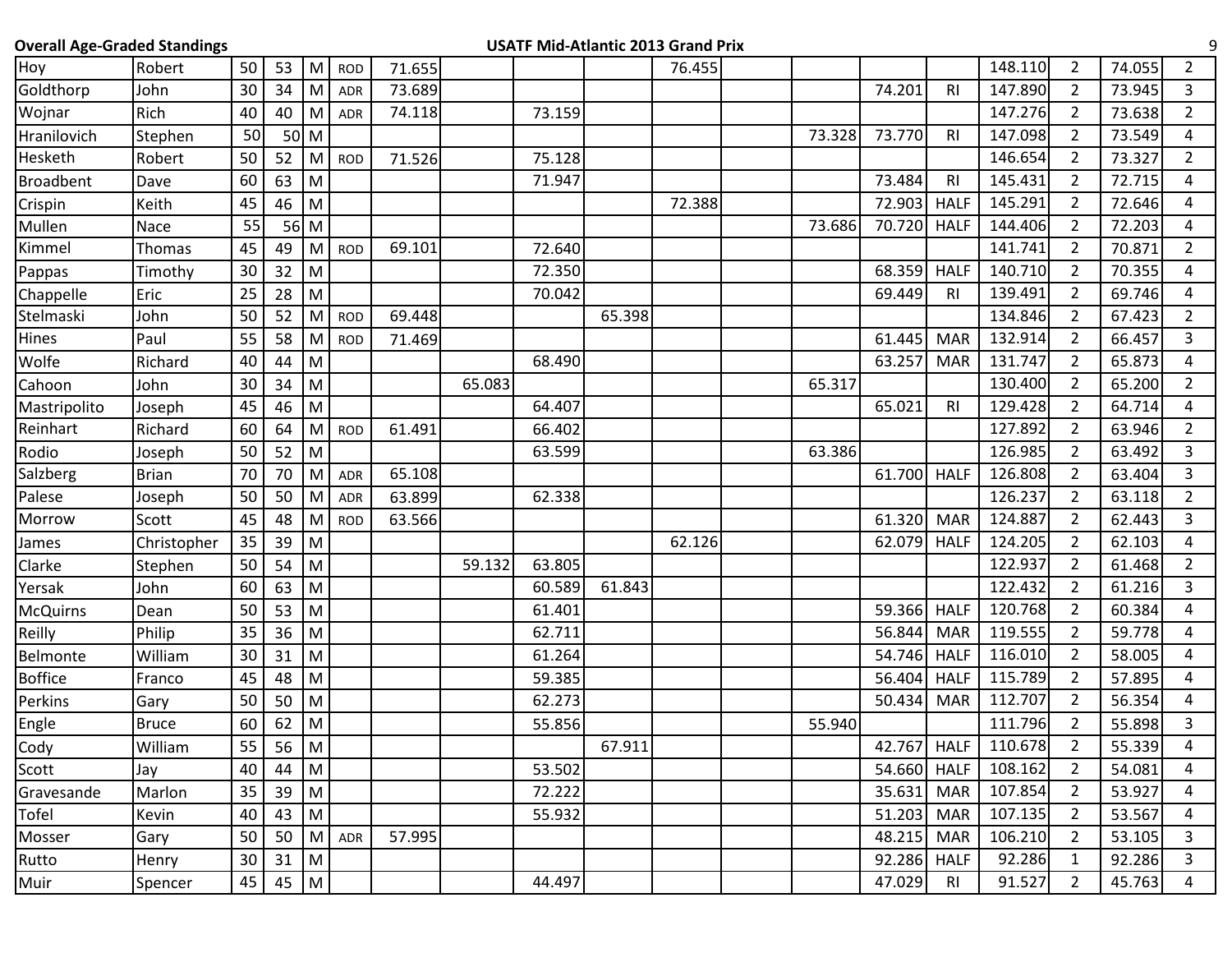| | | | | | | | | | | | | | | | | | | |
|---|---|---|---|---|---|---|---|---|---|---|---|---|---|---|---|---|---|---|
| Hoy | Robert | 50 | 53 | M | ROD | 71.655 | | | | 76.455 | | | | | 148.110 | 2 | 74.055 | 2 |
| Goldthorp | John | 30 | 34 | M | ADR | 73.689 | | | | | | | 74.201 | RI | 147.890 | 2 | 73.945 | 3 |
| Wojnar | Rich | 40 | 40 | M | ADR | 74.118 | | 73.159 | | | | | | | 147.276 | 2 | 73.638 | 2 |
| Hranilovich | Stephen | 50 | 50 | M | | | | | | | | 73.328 | 73.770 | RI | 147.098 | 2 | 73.549 | 4 |
| Hesketh | Robert | 50 | 52 | M | ROD | 71.526 | | 75.128 | | | | | | | 146.654 | 2 | 73.327 | 2 |
| Broadbent | Dave | 60 | 63 | M | | | | 71.947 | | | | | 73.484 | RI | 145.431 | 2 | 72.715 | 4 |
| Crispin | Keith | 45 | 46 | M | | | | | | 72.388 | | | 72.903 | HALF | 145.291 | 2 | 72.646 | 4 |
| Mullen | Nace | 55 | 56 | M | | | | | | | | 73.686 | 70.720 | HALF | 144.406 | 2 | 72.203 | 4 |
| Kimmel | Thomas | 45 | 49 | M | ROD | 69.101 | | 72.640 | | | | | | | 141.741 | 2 | 70.871 | 2 |
| Pappas | Timothy | 30 | 32 | M | | | | 72.350 | | | | | 68.359 | HALF | 140.710 | 2 | 70.355 | 4 |
| Chappelle | Eric | 25 | 28 | M | | | | 70.042 | | | | | 69.449 | RI | 139.491 | 2 | 69.746 | 4 |
| Stelmaski | John | 50 | 52 | M | ROD | 69.448 | | | 65.398 | | | | | | 134.846 | 2 | 67.423 | 2 |
| Hines | Paul | 55 | 58 | M | ROD | 71.469 | | | | | | | 61.445 | MAR | 132.914 | 2 | 66.457 | 3 |
| Wolfe | Richard | 40 | 44 | M | | | | 68.490 | | | | | 63.257 | MAR | 131.747 | 2 | 65.873 | 4 |
| Cahoon | John | 30 | 34 | M | | | 65.083 | | | | | 65.317 | | | 130.400 | 2 | 65.200 | 2 |
| Mastripolito | Joseph | 45 | 46 | M | | | | 64.407 | | | | | 65.021 | RI | 129.428 | 2 | 64.714 | 4 |
| Reinhart | Richard | 60 | 64 | M | ROD | 61.491 | | 66.402 | | | | | | | 127.892 | 2 | 63.946 | 2 |
| Rodio | Joseph | 50 | 52 | M | | | | 63.599 | | | | 63.386 | | | 126.985 | 2 | 63.492 | 3 |
| Salzberg | Brian | 70 | 70 | M | ADR | 65.108 | | | | | | | 61.700 | HALF | 126.808 | 2 | 63.404 | 3 |
| Palese | Joseph | 50 | 50 | M | ADR | 63.899 | | 62.338 | | | | | | | 126.237 | 2 | 63.118 | 2 |
| Morrow | Scott | 45 | 48 | M | ROD | 63.566 | | | | | | | 61.320 | MAR | 124.887 | 2 | 62.443 | 3 |
| James | Christopher | 35 | 39 | M | | | | | | 62.126 | | | 62.079 | HALF | 124.205 | 2 | 62.103 | 4 |
| Clarke | Stephen | 50 | 54 | M | | | 59.132 | 63.805 | | | | | | | 122.937 | 2 | 61.468 | 2 |
| Yersak | John | 60 | 63 | M | | | | 60.589 | 61.843 | | | | | | 122.432 | 2 | 61.216 | 3 |
| McQuirns | Dean | 50 | 53 | M | | | | 61.401 | | | | | 59.366 | HALF | 120.768 | 2 | 60.384 | 4 |
| Reilly | Philip | 35 | 36 | M | | | | 62.711 | | | | | 56.844 | MAR | 119.555 | 2 | 59.778 | 4 |
| Belmonte | William | 30 | 31 | M | | | | 61.264 | | | | | 54.746 | HALF | 116.010 | 2 | 58.005 | 4 |
| Boffice | Franco | 45 | 48 | M | | | | 59.385 | | | | | 56.404 | HALF | 115.789 | 2 | 57.895 | 4 |
| Perkins | Gary | 50 | 50 | M | | | | 62.273 | | | | | 50.434 | MAR | 112.707 | 2 | 56.354 | 4 |
| Engle | Bruce | 60 | 62 | M | | | | 55.856 | | | | 55.940 | | | 111.796 | 2 | 55.898 | 3 |
| Cody | William | 55 | 56 | M | | | | | 67.911 | | | | 42.767 | HALF | 110.678 | 2 | 55.339 | 4 |
| Scott | Jay | 40 | 44 | M | | | | 53.502 | | | | | 54.660 | HALF | 108.162 | 2 | 54.081 | 4 |
| Gravesande | Marlon | 35 | 39 | M | | | | 72.222 | | | | | 35.631 | MAR | 107.854 | 2 | 53.927 | 4 |
| Tofel | Kevin | 40 | 43 | M | | | | 55.932 | | | | | 51.203 | MAR | 107.135 | 2 | 53.567 | 4 |
| Mosser | Gary | 50 | 50 | M | ADR | 57.995 | | | | | | | 48.215 | MAR | 106.210 | 2 | 53.105 | 3 |
| Rutto | Henry | 30 | 31 | M | | | | | | | | | 92.286 | HALF | 92.286 | 1 | 92.286 | 3 |
| Muir | Spencer | 45 | 45 | M | | | | 44.497 | | | | | 47.029 | RI | 91.527 | 2 | 45.763 | 4 |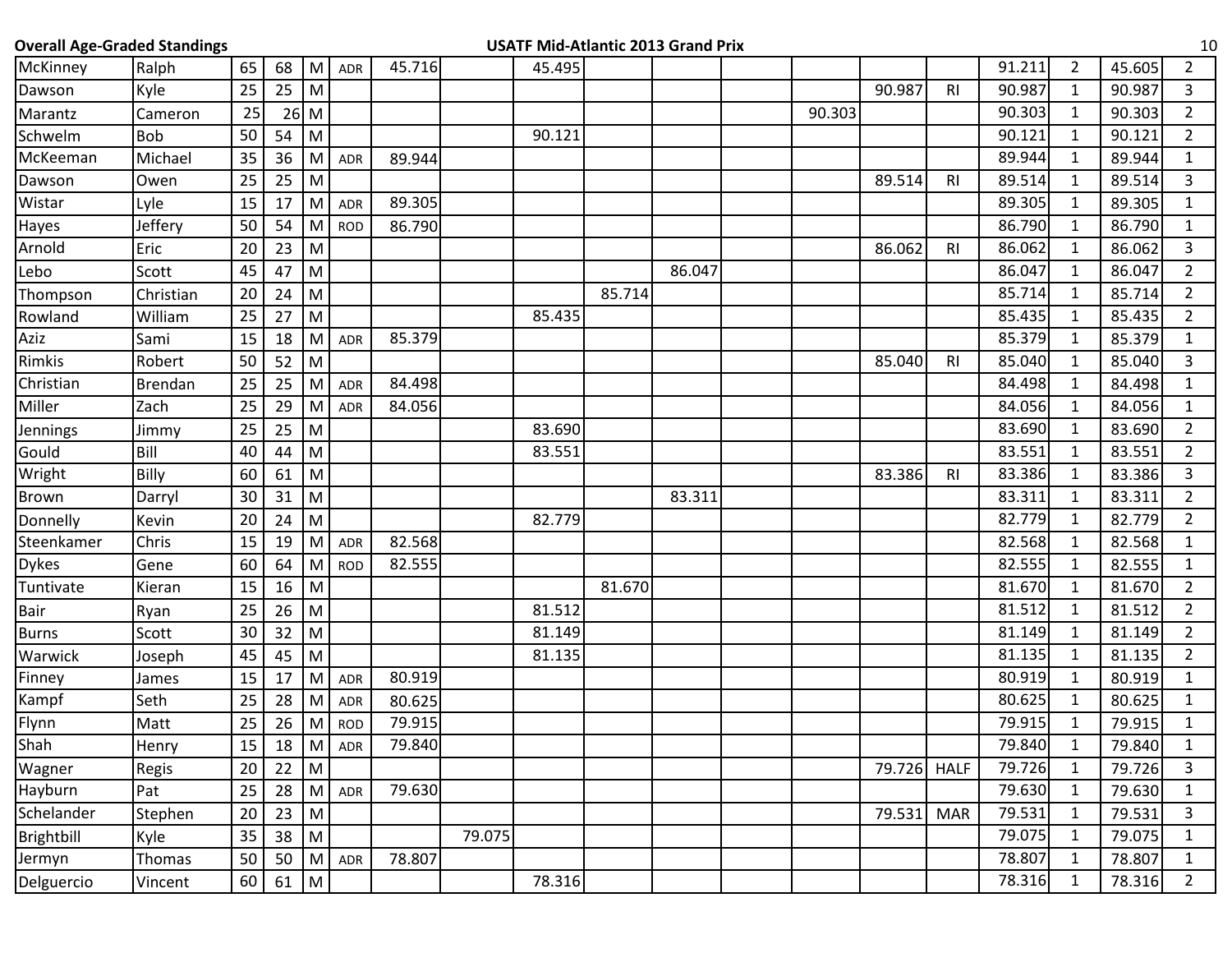| | | | | | | | | | | | | | | | | | | |
|---|---|---|---|---|---|---|---|---|---|---|---|---|---|---|---|---|---|---|
| McKinney | Ralph | 65 | 68 | M | ADR | 45.716 | | 45.495 | | | | | | | 91.211 | 2 | 45.605 | 2 |
| Dawson | Kyle | 25 | 25 | M | | | | | | | | | 90.987 | RI | 90.987 | 1 | 90.987 | 3 |
| Marantz | Cameron | 25 | 26 | M | | | | | | | | 90.303 | | | 90.303 | 1 | 90.303 | 2 |
| Schwelm | Bob | 50 | 54 | M | | | | 90.121 | | | | | | | 90.121 | 1 | 90.121 | 2 |
| McKeeman | Michael | 35 | 36 | M | ADR | 89.944 | | | | | | | | | 89.944 | 1 | 89.944 | 1 |
| Dawson | Owen | 25 | 25 | M | | | | | | | | | 89.514 | RI | 89.514 | 1 | 89.514 | 3 |
| Wistar | Lyle | 15 | 17 | M | ADR | 89.305 | | | | | | | | | 89.305 | 1 | 89.305 | 1 |
| Hayes | Jeffery | 50 | 54 | M | ROD | 86.790 | | | | | | | | | 86.790 | 1 | 86.790 | 1 |
| Arnold | Eric | 20 | 23 | M | | | | | | | | | 86.062 | RI | 86.062 | 1 | 86.062 | 3 |
| Lebo | Scott | 45 | 47 | M | | | | | | 86.047 | | | | | 86.047 | 1 | 86.047 | 2 |
| Thompson | Christian | 20 | 24 | M | | | | | 85.714 | | | | | | 85.714 | 1 | 85.714 | 2 |
| Rowland | William | 25 | 27 | M | | | | 85.435 | | | | | | | 85.435 | 1 | 85.435 | 2 |
| Aziz | Sami | 15 | 18 | M | ADR | 85.379 | | | | | | | | | 85.379 | 1 | 85.379 | 1 |
| Rimkis | Robert | 50 | 52 | M | | | | | | | | | 85.040 | RI | 85.040 | 1 | 85.040 | 3 |
| Christian | Brendan | 25 | 25 | M | ADR | 84.498 | | | | | | | | | 84.498 | 1 | 84.498 | 1 |
| Miller | Zach | 25 | 29 | M | ADR | 84.056 | | | | | | | | | 84.056 | 1 | 84.056 | 1 |
| Jennings | Jimmy | 25 | 25 | M | | | | 83.690 | | | | | | | 83.690 | 1 | 83.690 | 2 |
| Gould | Bill | 40 | 44 | M | | | | 83.551 | | | | | | | 83.551 | 1 | 83.551 | 2 |
| Wright | Billy | 60 | 61 | M | | | | | | | | | 83.386 | RI | 83.386 | 1 | 83.386 | 3 |
| Brown | Darryl | 30 | 31 | M | | | | | | 83.311 | | | | | 83.311 | 1 | 83.311 | 2 |
| Donnelly | Kevin | 20 | 24 | M | | | | 82.779 | | | | | | | 82.779 | 1 | 82.779 | 2 |
| Steenkamer | Chris | 15 | 19 | M | ADR | 82.568 | | | | | | | | | 82.568 | 1 | 82.568 | 1 |
| Dykes | Gene | 60 | 64 | M | ROD | 82.555 | | | | | | | | | 82.555 | 1 | 82.555 | 1 |
| Tuntivate | Kieran | 15 | 16 | M | | | | | 81.670 | | | | | | 81.670 | 1 | 81.670 | 2 |
| Bair | Ryan | 25 | 26 | M | | | | 81.512 | | | | | | | 81.512 | 1 | 81.512 | 2 |
| Burns | Scott | 30 | 32 | M | | | | 81.149 | | | | | | | 81.149 | 1 | 81.149 | 2 |
| Warwick | Joseph | 45 | 45 | M | | | | 81.135 | | | | | | | 81.135 | 1 | 81.135 | 2 |
| Finney | James | 15 | 17 | M | ADR | 80.919 | | | | | | | | | 80.919 | 1 | 80.919 | 1 |
| Kampf | Seth | 25 | 28 | M | ADR | 80.625 | | | | | | | | | 80.625 | 1 | 80.625 | 1 |
| Flynn | Matt | 25 | 26 | M | ROD | 79.915 | | | | | | | | | 79.915 | 1 | 79.915 | 1 |
| Shah | Henry | 15 | 18 | M | ADR | 79.840 | | | | | | | | | 79.840 | 1 | 79.840 | 1 |
| Wagner | Regis | 20 | 22 | M | | | | | | | | | 79.726 | HALF | 79.726 | 1 | 79.726 | 3 |
| Hayburn | Pat | 25 | 28 | M | ADR | 79.630 | | | | | | | | | 79.630 | 1 | 79.630 | 1 |
| Schelander | Stephen | 20 | 23 | M | | | | | | | | | 79.531 | MAR | 79.531 | 1 | 79.531 | 3 |
| Brightbill | Kyle | 35 | 38 | M | | | 79.075 | | | | | | | | 79.075 | 1 | 79.075 | 1 |
| Jermyn | Thomas | 50 | 50 | M | ADR | 78.807 | | | | | | | | | 78.807 | 1 | 78.807 | 1 |
| Delguercio | Vincent | 60 | 61 | M | | | | 78.316 | | | | | | | 78.316 | 1 | 78.316 | 2 |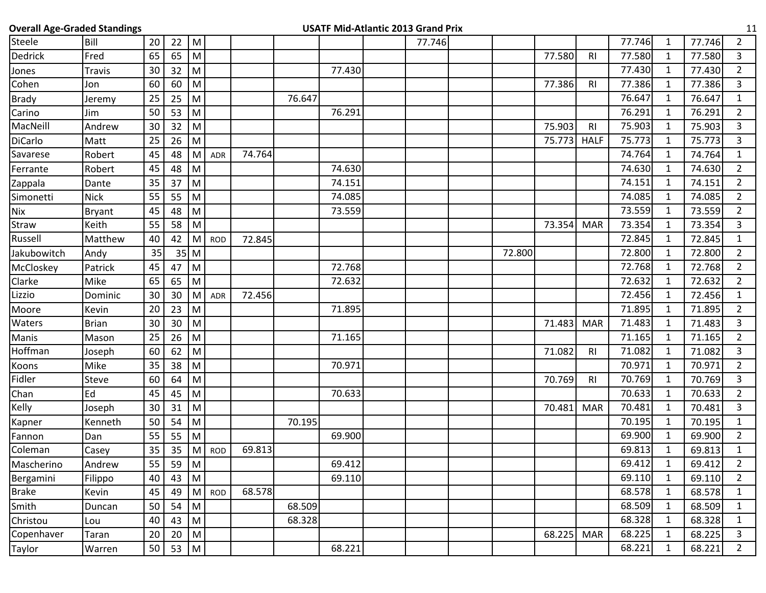**Overall Age-Graded Standings** — **USATF Mid-Atlantic 2013 Grand Prix**

| | | | | | | | | | | | | | | | | | | |
|---|---|---|---|---|---|---|---|---|---|---|---|---|---|---|---|---|---|---|
| Steele | Bill | 20 | 22 | M | | | | | | 77.746 | | | | | 77.746 | 1 | 77.746 | 2 |
| Dedrick | Fred | 65 | 65 | M | | | | | | | | | 77.580 | RI | 77.580 | 1 | 77.580 | 3 |
| Jones | Travis | 30 | 32 | M | | | | 77.430 | | | | | | | 77.430 | 1 | 77.430 | 2 |
| Cohen | Jon | 60 | 60 | M | | | | | | | | | 77.386 | RI | 77.386 | 1 | 77.386 | 3 |
| Brady | Jeremy | 25 | 25 | M | | | 76.647 | | | | | | | | 76.647 | 1 | 76.647 | 1 |
| Carino | Jim | 50 | 53 | M | | | | 76.291 | | | | | | | 76.291 | 1 | 76.291 | 2 |
| MacNeill | Andrew | 30 | 32 | M | | | | | | | | | 75.903 | RI | 75.903 | 1 | 75.903 | 3 |
| DiCarlo | Matt | 25 | 26 | M | | | | | | | | | 75.773 | HALF | 75.773 | 1 | 75.773 | 3 |
| Savarese | Robert | 45 | 48 | M | ADR | 74.764 | | | | | | | | | 74.764 | 1 | 74.764 | 1 |
| Ferrante | Robert | 45 | 48 | M | | | | 74.630 | | | | | | | 74.630 | 1 | 74.630 | 2 |
| Zappala | Dante | 35 | 37 | M | | | | 74.151 | | | | | | | 74.151 | 1 | 74.151 | 2 |
| Simonetti | Nick | 55 | 55 | M | | | | 74.085 | | | | | | | 74.085 | 1 | 74.085 | 2 |
| Nix | Bryant | 45 | 48 | M | | | | 73.559 | | | | | | | 73.559 | 1 | 73.559 | 2 |
| Straw | Keith | 55 | 58 | M | | | | | | | | | 73.354 | MAR | 73.354 | 1 | 73.354 | 3 |
| Russell | Matthew | 40 | 42 | M | ROD | 72.845 | | | | | | | | | 72.845 | 1 | 72.845 | 1 |
| Jakubowitch | Andy | 35 | 35 | M | | | | | | | | 72.800 | | | 72.800 | 1 | 72.800 | 2 |
| McCloskey | Patrick | 45 | 47 | M | | | | 72.768 | | | | | | | 72.768 | 1 | 72.768 | 2 |
| Clarke | Mike | 65 | 65 | M | | | | 72.632 | | | | | | | 72.632 | 1 | 72.632 | 2 |
| Lizzio | Dominic | 30 | 30 | M | ADR | 72.456 | | | | | | | | | 72.456 | 1 | 72.456 | 1 |
| Moore | Kevin | 20 | 23 | M | | | | 71.895 | | | | | | | 71.895 | 1 | 71.895 | 2 |
| Waters | Brian | 30 | 30 | M | | | | | | | | | 71.483 | MAR | 71.483 | 1 | 71.483 | 3 |
| Manis | Mason | 25 | 26 | M | | | | 71.165 | | | | | | | 71.165 | 1 | 71.165 | 2 |
| Hoffman | Joseph | 60 | 62 | M | | | | | | | | | 71.082 | RI | 71.082 | 1 | 71.082 | 3 |
| Koons | Mike | 35 | 38 | M | | | | 70.971 | | | | | | | 70.971 | 1 | 70.971 | 2 |
| Fidler | Steve | 60 | 64 | M | | | | | | | | | 70.769 | RI | 70.769 | 1 | 70.769 | 3 |
| Chan | Ed | 45 | 45 | M | | | | 70.633 | | | | | | | 70.633 | 1 | 70.633 | 2 |
| Kelly | Joseph | 30 | 31 | M | | | | | | | | | 70.481 | MAR | 70.481 | 1 | 70.481 | 3 |
| Kapner | Kenneth | 50 | 54 | M | | | 70.195 | | | | | | | | 70.195 | 1 | 70.195 | 1 |
| Fannon | Dan | 55 | 55 | M | | | | 69.900 | | | | | | | 69.900 | 1 | 69.900 | 2 |
| Coleman | Casey | 35 | 35 | M | ROD | 69.813 | | | | | | | | | 69.813 | 1 | 69.813 | 1 |
| Mascherino | Andrew | 55 | 59 | M | | | | 69.412 | | | | | | | 69.412 | 1 | 69.412 | 2 |
| Bergamini | Filippo | 40 | 43 | M | | | | 69.110 | | | | | | | 69.110 | 1 | 69.110 | 2 |
| Brake | Kevin | 45 | 49 | M | ROD | 68.578 | | | | | | | | | 68.578 | 1 | 68.578 | 1 |
| Smith | Duncan | 50 | 54 | M | | | 68.509 | | | | | | | | 68.509 | 1 | 68.509 | 1 |
| Christou | Lou | 40 | 43 | M | | | 68.328 | | | | | | | | 68.328 | 1 | 68.328 | 1 |
| Copenhaver | Taran | 20 | 20 | M | | | | | | | | | 68.225 | MAR | 68.225 | 1 | 68.225 | 3 |
| Taylor | Warren | 50 | 53 | M | | | | 68.221 | | | | | | | 68.221 | 1 | 68.221 | 2 |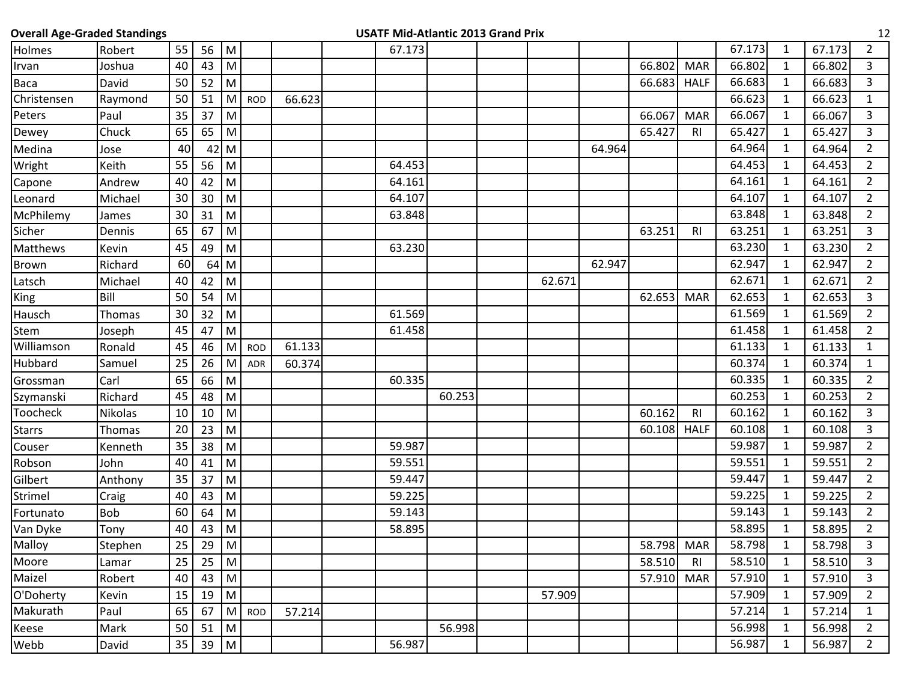| | | | | | | | | | | | | | | | | | | |
|---|---|---|---|---|---|---|---|---|---|---|---|---|---|---|---|---|---|---|
| Holmes | Robert | 55 | 56 | M | | | | 67.173 | | | | | | | 67.173 | 1 | 67.173 | 2 |
| Irvan | Joshua | 40 | 43 | M | | | | | | | | | 66.802 | MAR | 66.802 | 1 | 66.802 | 3 |
| Baca | David | 50 | 52 | M | | | | | | | | | 66.683 | HALF | 66.683 | 1 | 66.683 | 3 |
| Christensen | Raymond | 50 | 51 | M | ROD | 66.623 | | | | | | | | | 66.623 | 1 | 66.623 | 1 |
| Peters | Paul | 35 | 37 | M | | | | | | | | | 66.067 | MAR | 66.067 | 1 | 66.067 | 3 |
| Dewey | Chuck | 65 | 65 | M | | | | | | | | | 65.427 | RI | 65.427 | 1 | 65.427 | 3 |
| Medina | Jose | 40 | 42 | M | | | | | | | | 64.964 | | | 64.964 | 1 | 64.964 | 2 |
| Wright | Keith | 55 | 56 | M | | | | 64.453 | | | | | | | 64.453 | 1 | 64.453 | 2 |
| Capone | Andrew | 40 | 42 | M | | | | 64.161 | | | | | | | 64.161 | 1 | 64.161 | 2 |
| Leonard | Michael | 30 | 30 | M | | | | 64.107 | | | | | | | 64.107 | 1 | 64.107 | 2 |
| McPhilemy | James | 30 | 31 | M | | | | 63.848 | | | | | | | 63.848 | 1 | 63.848 | 2 |
| Sicher | Dennis | 65 | 67 | M | | | | | | | | | 63.251 | RI | 63.251 | 1 | 63.251 | 3 |
| Matthews | Kevin | 45 | 49 | M | | | | 63.230 | | | | | | | 63.230 | 1 | 63.230 | 2 |
| Brown | Richard | 60 | 64 | M | | | | | | | | 62.947 | | | 62.947 | 1 | 62.947 | 2 |
| Latsch | Michael | 40 | 42 | M | | | | | | | 62.671 | | | | 62.671 | 1 | 62.671 | 2 |
| King | Bill | 50 | 54 | M | | | | | | | | | 62.653 | MAR | 62.653 | 1 | 62.653 | 3 |
| Hausch | Thomas | 30 | 32 | M | | | | 61.569 | | | | | | | 61.569 | 1 | 61.569 | 2 |
| Stem | Joseph | 45 | 47 | M | | | | 61.458 | | | | | | | 61.458 | 1 | 61.458 | 2 |
| Williamson | Ronald | 45 | 46 | M | ROD | 61.133 | | | | | | | | | 61.133 | 1 | 61.133 | 1 |
| Hubbard | Samuel | 25 | 26 | M | ADR | 60.374 | | | | | | | | | 60.374 | 1 | 60.374 | 1 |
| Grossman | Carl | 65 | 66 | M | | | | 60.335 | | | | | | | 60.335 | 1 | 60.335 | 2 |
| Szymanski | Richard | 45 | 48 | M | | | | | 60.253 | | | | | | 60.253 | 1 | 60.253 | 2 |
| Toocheck | Nikolas | 10 | 10 | M | | | | | | | | | 60.162 | RI | 60.162 | 1 | 60.162 | 3 |
| Starrs | Thomas | 20 | 23 | M | | | | | | | | | 60.108 | HALF | 60.108 | 1 | 60.108 | 3 |
| Couser | Kenneth | 35 | 38 | M | | | | 59.987 | | | | | | | 59.987 | 1 | 59.987 | 2 |
| Robson | John | 40 | 41 | M | | | | 59.551 | | | | | | | 59.551 | 1 | 59.551 | 2 |
| Gilbert | Anthony | 35 | 37 | M | | | | 59.447 | | | | | | | 59.447 | 1 | 59.447 | 2 |
| Strimel | Craig | 40 | 43 | M | | | | 59.225 | | | | | | | 59.225 | 1 | 59.225 | 2 |
| Fortunato | Bob | 60 | 64 | M | | | | 59.143 | | | | | | | 59.143 | 1 | 59.143 | 2 |
| Van Dyke | Tony | 40 | 43 | M | | | | 58.895 | | | | | | | 58.895 | 1 | 58.895 | 2 |
| Malloy | Stephen | 25 | 29 | M | | | | | | | | | 58.798 | MAR | 58.798 | 1 | 58.798 | 3 |
| Moore | Lamar | 25 | 25 | M | | | | | | | | | 58.510 | RI | 58.510 | 1 | 58.510 | 3 |
| Maizel | Robert | 40 | 43 | M | | | | | | | | | 57.910 | MAR | 57.910 | 1 | 57.910 | 3 |
| O'Doherty | Kevin | 15 | 19 | M | | | | | | | 57.909 | | | | 57.909 | 1 | 57.909 | 2 |
| Makurath | Paul | 65 | 67 | M | ROD | 57.214 | | | | | | | | | 57.214 | 1 | 57.214 | 1 |
| Keese | Mark | 50 | 51 | M | | | | | 56.998 | | | | | | 56.998 | 1 | 56.998 | 2 |
| Webb | David | 35 | 39 | M | | | | 56.987 | | | | | | | 56.987 | 1 | 56.987 | 2 |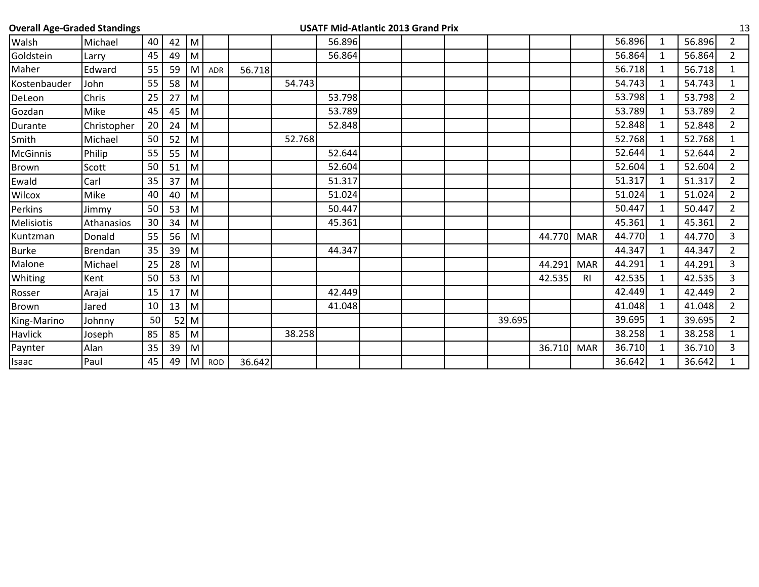| | | | | | | | | | | | | | | | | | | |
|---|---|---|---|---|---|---|---|---|---|---|---|---|---|---|---|---|---|---|
| Walsh | Michael | 40 | 42 | M | | | | 56.896 | | | | | | | 56.896 | 1 | 56.896 | 2 |
| Goldstein | Larry | 45 | 49 | M | | | | 56.864 | | | | | | | 56.864 | 1 | 56.864 | 2 |
| Maher | Edward | 55 | 59 | M | ADR | 56.718 | | | | | | | | | 56.718 | 1 | 56.718 | 1 |
| Kostenbauder | John | 55 | 58 | M | | | 54.743 | | | | | | | | 54.743 | 1 | 54.743 | 1 |
| DeLeon | Chris | 25 | 27 | M | | | | 53.798 | | | | | | | 53.798 | 1 | 53.798 | 2 |
| Gozdan | Mike | 45 | 45 | M | | | | 53.789 | | | | | | | 53.789 | 1 | 53.789 | 2 |
| Durante | Christopher | 20 | 24 | M | | | | 52.848 | | | | | | | 52.848 | 1 | 52.848 | 2 |
| Smith | Michael | 50 | 52 | M | | | 52.768 | | | | | | | | 52.768 | 1 | 52.768 | 1 |
| McGinnis | Philip | 55 | 55 | M | | | | 52.644 | | | | | | | 52.644 | 1 | 52.644 | 2 |
| Brown | Scott | 50 | 51 | M | | | | 52.604 | | | | | | | 52.604 | 1 | 52.604 | 2 |
| Ewald | Carl | 35 | 37 | M | | | | 51.317 | | | | | | | 51.317 | 1 | 51.317 | 2 |
| Wilcox | Mike | 40 | 40 | M | | | | 51.024 | | | | | | | 51.024 | 1 | 51.024 | 2 |
| Perkins | Jimmy | 50 | 53 | M | | | | 50.447 | | | | | | | 50.447 | 1 | 50.447 | 2 |
| Melisiotis | Athanasios | 30 | 34 | M | | | | 45.361 | | | | | | | 45.361 | 1 | 45.361 | 2 |
| Kuntzman | Donald | 55 | 56 | M | | | | | | | | | 44.770 | MAR | 44.770 | 1 | 44.770 | 3 |
| Burke | Brendan | 35 | 39 | M | | | | 44.347 | | | | | | | 44.347 | 1 | 44.347 | 2 |
| Malone | Michael | 25 | 28 | M | | | | | | | | | 44.291 | MAR | 44.291 | 1 | 44.291 | 3 |
| Whiting | Kent | 50 | 53 | M | | | | | | | | | 42.535 | RI | 42.535 | 1 | 42.535 | 3 |
| Rosser | Arajai | 15 | 17 | M | | | | 42.449 | | | | | | | 42.449 | 1 | 42.449 | 2 |
| Brown | Jared | 10 | 13 | M | | | | 41.048 | | | | | | | 41.048 | 1 | 41.048 | 2 |
| King-Marino | Johnny | 50 | 52 | M | | | | | | | | 39.695 | | | 39.695 | 1 | 39.695 | 2 |
| Havlick | Joseph | 85 | 85 | M | | | 38.258 | | | | | | | | 38.258 | 1 | 38.258 | 1 |
| Paynter | Alan | 35 | 39 | M | | | | | | | | | 36.710 | MAR | 36.710 | 1 | 36.710 | 3 |
| Isaac | Paul | 45 | 49 | M | ROD | 36.642 | | | | | | | | | 36.642 | 1 | 36.642 | 1 |